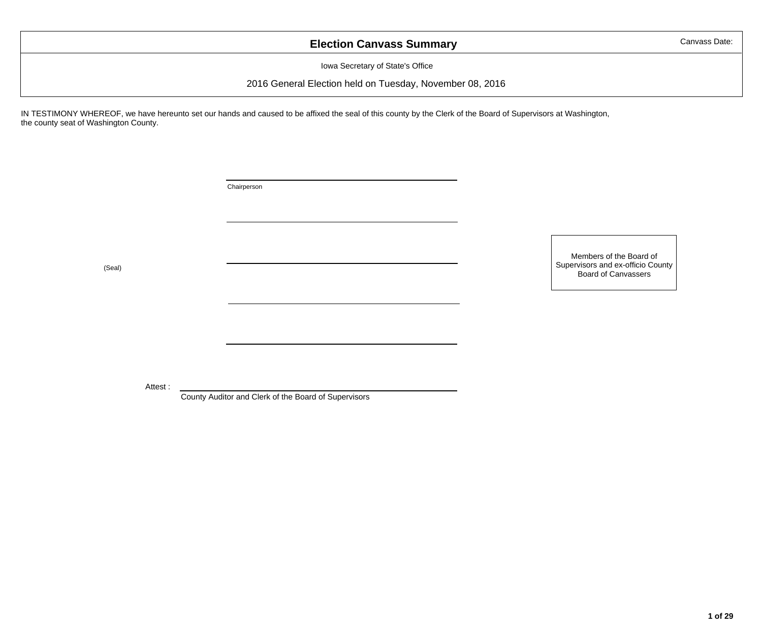# Election Canvass Summary

Canvass Date:

Iowa Secretary of State's Office

2016 General Election held on Tuesday, November 08, 2016

IN TESTIMONY WHEREOF, we have hereunto set our hands and caused to be affixed the seal of this county by the Clerk of the Board of Supervisors at Washington, the county seat of Washington County.

\_\_\_\_\_\_\_\_\_\_\_\_\_\_\_\_\_\_\_\_\_\_\_\_\_\_\_\_\_\_\_\_\_\_\_\_\_\_\_\_
Chairperson

\_\_\_\_\_\_\_\_\_\_\_\_\_\_\_\_\_\_\_\_\_\_\_\_\_\_\_\_\_\_\_\_\_\_\_\_\_\_\_\_

(Seal)

\_\_\_\_\_\_\_\_\_\_\_\_\_\_\_\_\_\_\_\_\_\_\_\_\_\_\_\_\_\_\_\_\_\_\_\_\_\_\_\_

\_\_\_\_\_\_\_\_\_\_\_\_\_\_\_\_\_\_\_\_\_\_\_\_\_\_\_\_\_\_\_\_\_\_\_\_\_\_\_\_

\_\_\_\_\_\_\_\_\_\_\_\_\_\_\_\_\_\_\_\_\_\_\_\_\_\_\_\_\_\_\_\_\_\_\_\_\_\_\_\_

Members of the Board of Supervisors and ex-officio County Board of Canvassers

Attest : \_\_\_\_\_\_\_\_\_\_\_\_\_\_\_\_\_\_\_\_\_\_\_\_\_\_\_\_\_\_\_\_\_\_\_\_\_\_\_\_
County Auditor and Clerk of the Board of Supervisors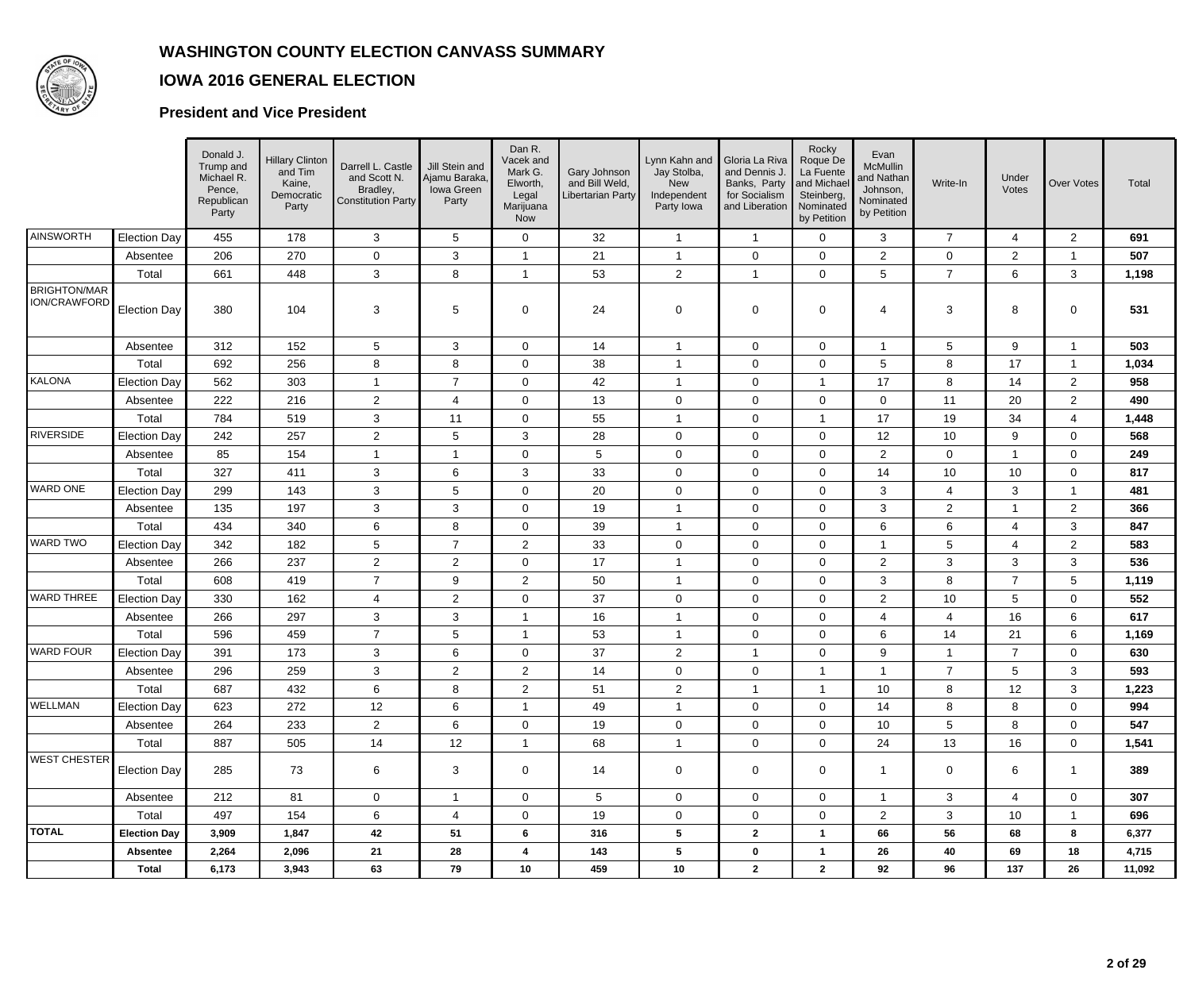# WASHINGTON COUNTY ELECTION CANVASS SUMMARY

## IOWA 2016 GENERAL ELECTION

### President and Vice President

| | | Donald J. Trump and Michael R. Pence, Republican Party | Hillary Clinton and Tim Kaine, Democratic Party | Darrell L. Castle and Scott N. Bradley, Constitution Party | Jill Stein and Ajamu Baraka, Iowa Green Party | Dan R. Vacek and Mark G. Elworth, Legal Marijuana Now | Gary Johnson and Bill Weld, Libertarian Party | Lynn Kahn and Jay Stolba, New Independent Party Iowa | Gloria La Riva and Dennis J. Banks, Party for Socialism and Liberation | Rocky Roque De La Fuente and Michael Steinberg, Nominated by Petition | Evan McMullin and Nathan Johnson, Nominated by Petition | Write-In | Under Votes | Over Votes | Total |
|---|---|---|---|---|---|---|---|---|---|---|---|---|---|---|---|
| AINSWORTH | Election Day | 455 | 178 | 3 | 5 | 0 | 32 | 1 | 1 | 0 | 3 | 7 | 4 | 2 | **691** |
| | Absentee | 206 | 270 | 0 | 3 | 1 | 21 | 1 | 0 | 0 | 2 | 0 | 2 | 1 | **507** |
| | Total | 661 | 448 | 3 | 8 | 1 | 53 | 2 | 1 | 0 | 5 | 7 | 6 | 3 | **1,198** |
| BRIGHTON/MARION/CRAWFORD | Election Day | 380 | 104 | 3 | 5 | 0 | 24 | 0 | 0 | 0 | 4 | 3 | 8 | 0 | **531** |
| | Absentee | 312 | 152 | 5 | 3 | 0 | 14 | 1 | 0 | 0 | 1 | 5 | 9 | 1 | **503** |
| | Total | 692 | 256 | 8 | 8 | 0 | 38 | 1 | 0 | 0 | 5 | 8 | 17 | 1 | **1,034** |
| KALONA | Election Day | 562 | 303 | 1 | 7 | 0 | 42 | 1 | 0 | 1 | 17 | 8 | 14 | 2 | **958** |
| | Absentee | 222 | 216 | 2 | 4 | 0 | 13 | 0 | 0 | 0 | 0 | 11 | 20 | 2 | **490** |
| | Total | 784 | 519 | 3 | 11 | 0 | 55 | 1 | 0 | 1 | 17 | 19 | 34 | 4 | **1,448** |
| RIVERSIDE | Election Day | 242 | 257 | 2 | 5 | 3 | 28 | 0 | 0 | 0 | 12 | 10 | 9 | 0 | **568** |
| | Absentee | 85 | 154 | 1 | 1 | 0 | 5 | 0 | 0 | 0 | 2 | 0 | 1 | 0 | **249** |
| | Total | 327 | 411 | 3 | 6 | 3 | 33 | 0 | 0 | 0 | 14 | 10 | 10 | 0 | **817** |
| WARD ONE | Election Day | 299 | 143 | 3 | 5 | 0 | 20 | 0 | 0 | 0 | 3 | 4 | 3 | 1 | **481** |
| | Absentee | 135 | 197 | 3 | 3 | 0 | 19 | 1 | 0 | 0 | 3 | 2 | 1 | 2 | **366** |
| | Total | 434 | 340 | 6 | 8 | 0 | 39 | 1 | 0 | 0 | 6 | 6 | 4 | 3 | **847** |
| WARD TWO | Election Day | 342 | 182 | 5 | 7 | 2 | 33 | 0 | 0 | 0 | 1 | 5 | 4 | 2 | **583** |
| | Absentee | 266 | 237 | 2 | 2 | 0 | 17 | 1 | 0 | 0 | 2 | 3 | 3 | 3 | **536** |
| | Total | 608 | 419 | 7 | 9 | 2 | 50 | 1 | 0 | 0 | 3 | 8 | 7 | 5 | **1,119** |
| WARD THREE | Election Day | 330 | 162 | 4 | 2 | 0 | 37 | 0 | 0 | 0 | 2 | 10 | 5 | 0 | **552** |
| | Absentee | 266 | 297 | 3 | 3 | 1 | 16 | 1 | 0 | 0 | 4 | 4 | 16 | 6 | **617** |
| | Total | 596 | 459 | 7 | 5 | 1 | 53 | 1 | 0 | 0 | 6 | 14 | 21 | 6 | **1,169** |
| WARD FOUR | Election Day | 391 | 173 | 3 | 6 | 0 | 37 | 2 | 1 | 0 | 9 | 1 | 7 | 0 | **630** |
| | Absentee | 296 | 259 | 3 | 2 | 2 | 14 | 0 | 0 | 1 | 1 | 7 | 5 | 3 | **593** |
| | Total | 687 | 432 | 6 | 8 | 2 | 51 | 2 | 1 | 1 | 10 | 8 | 12 | 3 | **1,223** |
| WELLMAN | Election Day | 623 | 272 | 12 | 6 | 1 | 49 | 1 | 0 | 0 | 14 | 8 | 8 | 0 | **994** |
| | Absentee | 264 | 233 | 2 | 6 | 0 | 19 | 0 | 0 | 0 | 10 | 5 | 8 | 0 | **547** |
| | Total | 887 | 505 | 14 | 12 | 1 | 68 | 1 | 0 | 0 | 24 | 13 | 16 | 0 | **1,541** |
| WEST CHESTER | Election Day | 285 | 73 | 6 | 3 | 0 | 14 | 0 | 0 | 0 | 1 | 0 | 6 | 1 | **389** |
| | Absentee | 212 | 81 | 0 | 1 | 0 | 5 | 0 | 0 | 0 | 1 | 3 | 4 | 0 | **307** |
| | Total | 497 | 154 | 6 | 4 | 0 | 19 | 0 | 0 | 0 | 2 | 3 | 10 | 1 | **696** |
| **TOTAL** | **Election Day** | **3,909** | **1,847** | **42** | **51** | **6** | **316** | **5** | **2** | **1** | **66** | **56** | **68** | **8** | **6,377** |
| | **Absentee** | **2,264** | **2,096** | **21** | **28** | **4** | **143** | **5** | **0** | **1** | **26** | **40** | **69** | **18** | **4,715** |
| | **Total** | **6,173** | **3,943** | **63** | **79** | **10** | **459** | **10** | **2** | **2** | **92** | **96** | **137** | **26** | **11,092** |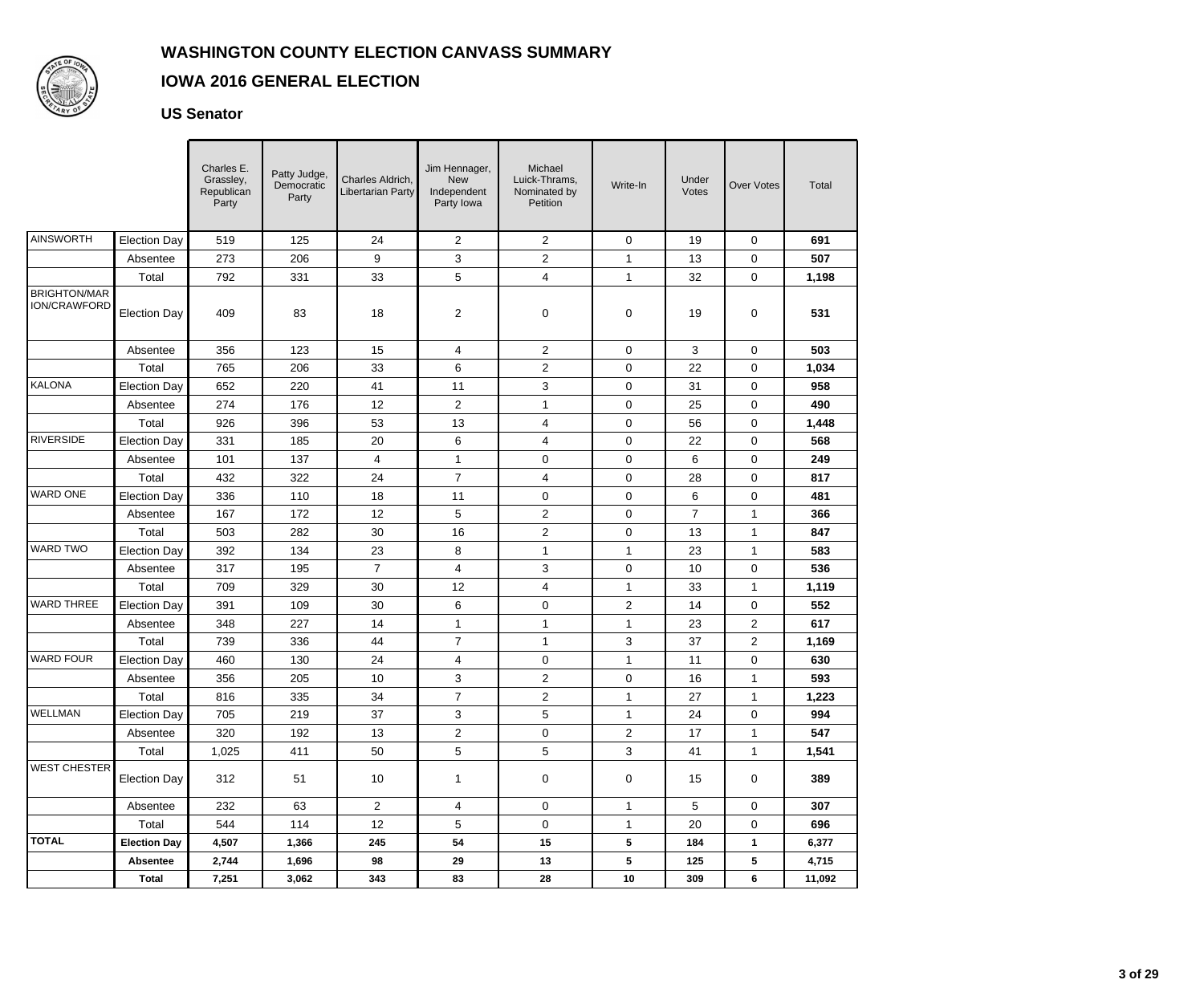# WASHINGTON COUNTY ELECTION CANVASS SUMMARY

## IOWA 2016 GENERAL ELECTION

### US Senator

| | | Charles E. Grassley, Republican Party | Patty Judge, Democratic Party | Charles Aldrich, Libertarian Party | Jim Hennager, New Independent Party Iowa | Michael Luick-Thrams, Nominated by Petition | Write-In | Under Votes | Over Votes | Total |
|---|---|---|---|---|---|---|---|---|---|---|
| AINSWORTH | Election Day | 519 | 125 | 24 | 2 | 2 | 0 | 19 | 0 | **691** |
| | Absentee | 273 | 206 | 9 | 3 | 2 | 1 | 13 | 0 | **507** |
| | Total | 792 | 331 | 33 | 5 | 4 | 1 | 32 | 0 | **1,198** |
| BRIGHTON/MARION/CRAWFORD | Election Day | 409 | 83 | 18 | 2 | 0 | 0 | 19 | 0 | **531** |
| | Absentee | 356 | 123 | 15 | 4 | 2 | 0 | 3 | 0 | **503** |
| | Total | 765 | 206 | 33 | 6 | 2 | 0 | 22 | 0 | **1,034** |
| KALONA | Election Day | 652 | 220 | 41 | 11 | 3 | 0 | 31 | 0 | **958** |
| | Absentee | 274 | 176 | 12 | 2 | 1 | 0 | 25 | 0 | **490** |
| | Total | 926 | 396 | 53 | 13 | 4 | 0 | 56 | 0 | **1,448** |
| RIVERSIDE | Election Day | 331 | 185 | 20 | 6 | 4 | 0 | 22 | 0 | **568** |
| | Absentee | 101 | 137 | 4 | 1 | 0 | 0 | 6 | 0 | **249** |
| | Total | 432 | 322 | 24 | 7 | 4 | 0 | 28 | 0 | **817** |
| WARD ONE | Election Day | 336 | 110 | 18 | 11 | 0 | 0 | 6 | 0 | **481** |
| | Absentee | 167 | 172 | 12 | 5 | 2 | 0 | 7 | 1 | **366** |
| | Total | 503 | 282 | 30 | 16 | 2 | 0 | 13 | 1 | **847** |
| WARD TWO | Election Day | 392 | 134 | 23 | 8 | 1 | 1 | 23 | 1 | **583** |
| | Absentee | 317 | 195 | 7 | 4 | 3 | 0 | 10 | 0 | **536** |
| | Total | 709 | 329 | 30 | 12 | 4 | 1 | 33 | 1 | **1,119** |
| WARD THREE | Election Day | 391 | 109 | 30 | 6 | 0 | 2 | 14 | 0 | **552** |
| | Absentee | 348 | 227 | 14 | 1 | 1 | 1 | 23 | 2 | **617** |
| | Total | 739 | 336 | 44 | 7 | 1 | 3 | 37 | 2 | **1,169** |
| WARD FOUR | Election Day | 460 | 130 | 24 | 4 | 0 | 1 | 11 | 0 | **630** |
| | Absentee | 356 | 205 | 10 | 3 | 2 | 0 | 16 | 1 | **593** |
| | Total | 816 | 335 | 34 | 7 | 2 | 1 | 27 | 1 | **1,223** |
| WELLMAN | Election Day | 705 | 219 | 37 | 3 | 5 | 1 | 24 | 0 | **994** |
| | Absentee | 320 | 192 | 13 | 2 | 0 | 2 | 17 | 1 | **547** |
| | Total | 1,025 | 411 | 50 | 5 | 5 | 3 | 41 | 1 | **1,541** |
| WEST CHESTER | Election Day | 312 | 51 | 10 | 1 | 0 | 0 | 15 | 0 | **389** |
| | Absentee | 232 | 63 | 2 | 4 | 0 | 1 | 5 | 0 | **307** |
| | Total | 544 | 114 | 12 | 5 | 0 | 1 | 20 | 0 | **696** |
| **TOTAL** | **Election Day** | **4,507** | **1,366** | **245** | **54** | **15** | **5** | **184** | **1** | **6,377** |
| | **Absentee** | **2,744** | **1,696** | **98** | **29** | **13** | **5** | **125** | **5** | **4,715** |
| | **Total** | **7,251** | **3,062** | **343** | **83** | **28** | **10** | **309** | **6** | **11,092** |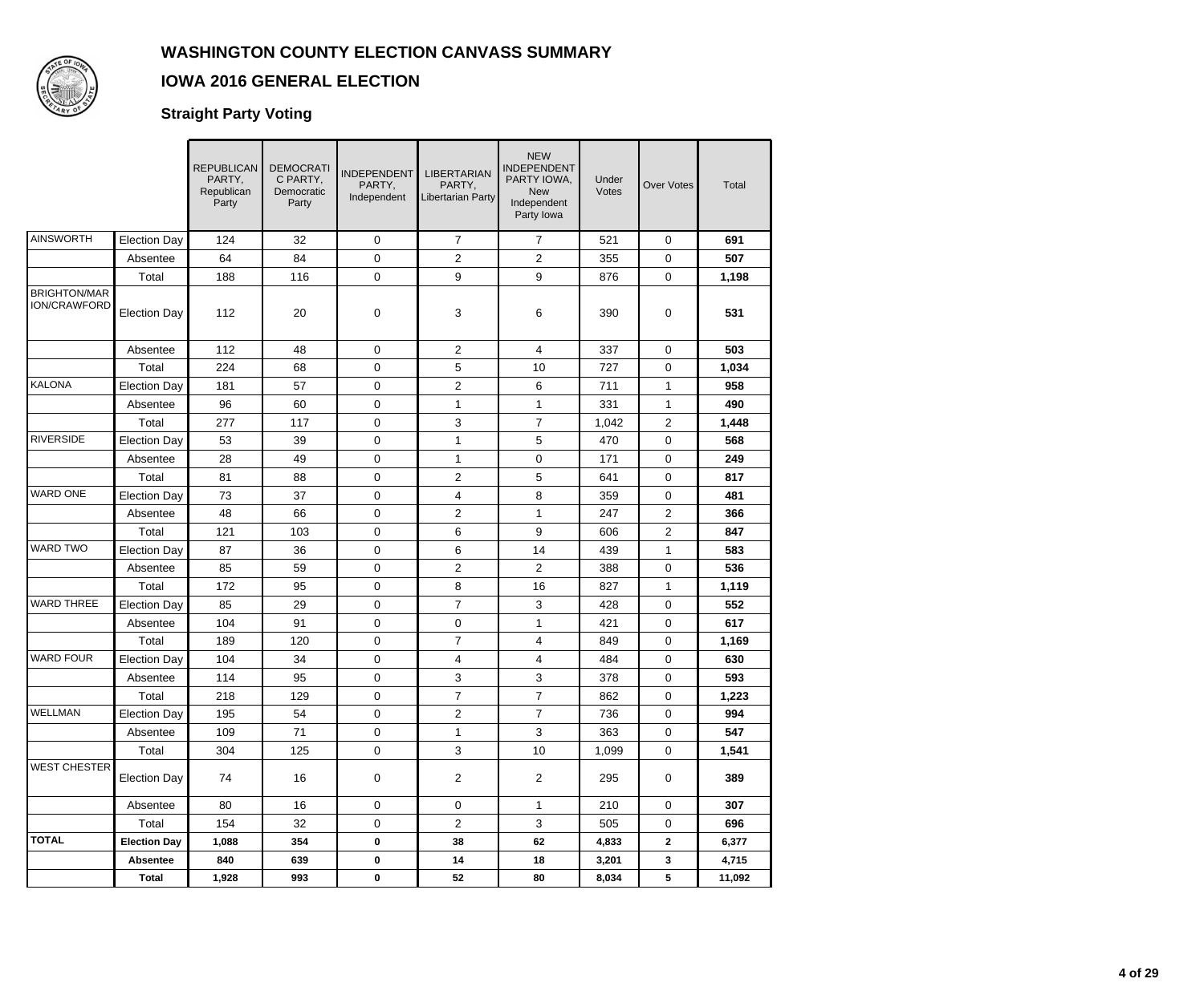# WASHINGTON COUNTY ELECTION CANVASS SUMMARY

## IOWA 2016 GENERAL ELECTION

### Straight Party Voting

| | | REPUBLICAN PARTY, Republican Party | DEMOCRATIC PARTY, Democratic Party | INDEPENDENT PARTY, Independent | LIBERTARIAN PARTY, Libertarian Party | NEW INDEPENDENT PARTY IOWA, New Independent Party Iowa | Under Votes | Over Votes | Total |
|---|---|---|---|---|---|---|---|---|---|
| AINSWORTH | Election Day | 124 | 32 | 0 | 7 | 7 | 521 | 0 | **691** |
| | Absentee | 64 | 84 | 0 | 2 | 2 | 355 | 0 | **507** |
| | Total | 188 | 116 | 0 | 9 | 9 | 876 | 0 | **1,198** |
| BRIGHTON/MARION/CRAWFORD | Election Day | 112 | 20 | 0 | 3 | 6 | 390 | 0 | **531** |
| | Absentee | 112 | 48 | 0 | 2 | 4 | 337 | 0 | **503** |
| | Total | 224 | 68 | 0 | 5 | 10 | 727 | 0 | **1,034** |
| KALONA | Election Day | 181 | 57 | 0 | 2 | 6 | 711 | 1 | **958** |
| | Absentee | 96 | 60 | 0 | 1 | 1 | 331 | 1 | **490** |
| | Total | 277 | 117 | 0 | 3 | 7 | 1,042 | 2 | **1,448** |
| RIVERSIDE | Election Day | 53 | 39 | 0 | 1 | 5 | 470 | 0 | **568** |
| | Absentee | 28 | 49 | 0 | 1 | 0 | 171 | 0 | **249** |
| | Total | 81 | 88 | 0 | 2 | 5 | 641 | 0 | **817** |
| WARD ONE | Election Day | 73 | 37 | 0 | 4 | 8 | 359 | 0 | **481** |
| | Absentee | 48 | 66 | 0 | 2 | 1 | 247 | 2 | **366** |
| | Total | 121 | 103 | 0 | 6 | 9 | 606 | 2 | **847** |
| WARD TWO | Election Day | 87 | 36 | 0 | 6 | 14 | 439 | 1 | **583** |
| | Absentee | 85 | 59 | 0 | 2 | 2 | 388 | 0 | **536** |
| | Total | 172 | 95 | 0 | 8 | 16 | 827 | 1 | **1,119** |
| WARD THREE | Election Day | 85 | 29 | 0 | 7 | 3 | 428 | 0 | **552** |
| | Absentee | 104 | 91 | 0 | 0 | 1 | 421 | 0 | **617** |
| | Total | 189 | 120 | 0 | 7 | 4 | 849 | 0 | **1,169** |
| WARD FOUR | Election Day | 104 | 34 | 0 | 4 | 4 | 484 | 0 | **630** |
| | Absentee | 114 | 95 | 0 | 3 | 3 | 378 | 0 | **593** |
| | Total | 218 | 129 | 0 | 7 | 7 | 862 | 0 | **1,223** |
| WELLMAN | Election Day | 195 | 54 | 0 | 2 | 7 | 736 | 0 | **994** |
| | Absentee | 109 | 71 | 0 | 1 | 3 | 363 | 0 | **547** |
| | Total | 304 | 125 | 0 | 3 | 10 | 1,099 | 0 | **1,541** |
| WEST CHESTER | Election Day | 74 | 16 | 0 | 2 | 2 | 295 | 0 | **389** |
| | Absentee | 80 | 16 | 0 | 0 | 1 | 210 | 0 | **307** |
| | Total | 154 | 32 | 0 | 2 | 3 | 505 | 0 | **696** |
| **TOTAL** | **Election Day** | **1,088** | **354** | **0** | **38** | **62** | **4,833** | **2** | **6,377** |
| | **Absentee** | **840** | **639** | **0** | **14** | **18** | **3,201** | **3** | **4,715** |
| | **Total** | **1,928** | **993** | **0** | **52** | **80** | **8,034** | **5** | **11,092** |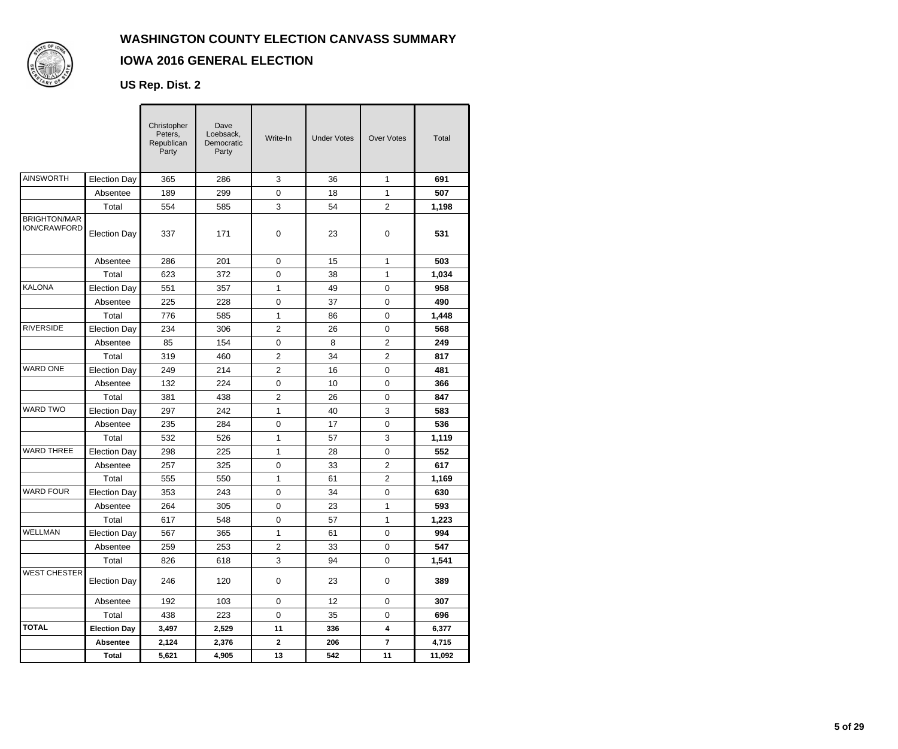# WASHINGTON COUNTY ELECTION CANVASS SUMMARY

## IOWA 2016 GENERAL ELECTION

### US Rep. Dist. 2

| | | Christopher Peters, Republican Party | Dave Loebsack, Democratic Party | Write-In | Under Votes | Over Votes | Total |
|---|---|---|---|---|---|---|---|
| AINSWORTH | Election Day | 365 | 286 | 3 | 36 | 1 | **691** |
| | Absentee | 189 | 299 | 0 | 18 | 1 | **507** |
| | Total | 554 | 585 | 3 | 54 | 2 | **1,198** |
| BRIGHTON/MARION/CRAWFORD | Election Day | 337 | 171 | 0 | 23 | 0 | **531** |
| | Absentee | 286 | 201 | 0 | 15 | 1 | **503** |
| | Total | 623 | 372 | 0 | 38 | 1 | **1,034** |
| KALONA | Election Day | 551 | 357 | 1 | 49 | 0 | **958** |
| | Absentee | 225 | 228 | 0 | 37 | 0 | **490** |
| | Total | 776 | 585 | 1 | 86 | 0 | **1,448** |
| RIVERSIDE | Election Day | 234 | 306 | 2 | 26 | 0 | **568** |
| | Absentee | 85 | 154 | 0 | 8 | 2 | **249** |
| | Total | 319 | 460 | 2 | 34 | 2 | **817** |
| WARD ONE | Election Day | 249 | 214 | 2 | 16 | 0 | **481** |
| | Absentee | 132 | 224 | 0 | 10 | 0 | **366** |
| | Total | 381 | 438 | 2 | 26 | 0 | **847** |
| WARD TWO | Election Day | 297 | 242 | 1 | 40 | 3 | **583** |
| | Absentee | 235 | 284 | 0 | 17 | 0 | **536** |
| | Total | 532 | 526 | 1 | 57 | 3 | **1,119** |
| WARD THREE | Election Day | 298 | 225 | 1 | 28 | 0 | **552** |
| | Absentee | 257 | 325 | 0 | 33 | 2 | **617** |
| | Total | 555 | 550 | 1 | 61 | 2 | **1,169** |
| WARD FOUR | Election Day | 353 | 243 | 0 | 34 | 0 | **630** |
| | Absentee | 264 | 305 | 0 | 23 | 1 | **593** |
| | Total | 617 | 548 | 0 | 57 | 1 | **1,223** |
| WELLMAN | Election Day | 567 | 365 | 1 | 61 | 0 | **994** |
| | Absentee | 259 | 253 | 2 | 33 | 0 | **547** |
| | Total | 826 | 618 | 3 | 94 | 0 | **1,541** |
| WEST CHESTER | Election Day | 246 | 120 | 0 | 23 | 0 | **389** |
| | Absentee | 192 | 103 | 0 | 12 | 0 | **307** |
| | Total | 438 | 223 | 0 | 35 | 0 | **696** |
| **TOTAL** | **Election Day** | **3,497** | **2,529** | **11** | **336** | **4** | **6,377** |
| | **Absentee** | **2,124** | **2,376** | **2** | **206** | **7** | **4,715** |
| | **Total** | **5,621** | **4,905** | **13** | **542** | **11** | **11,092** |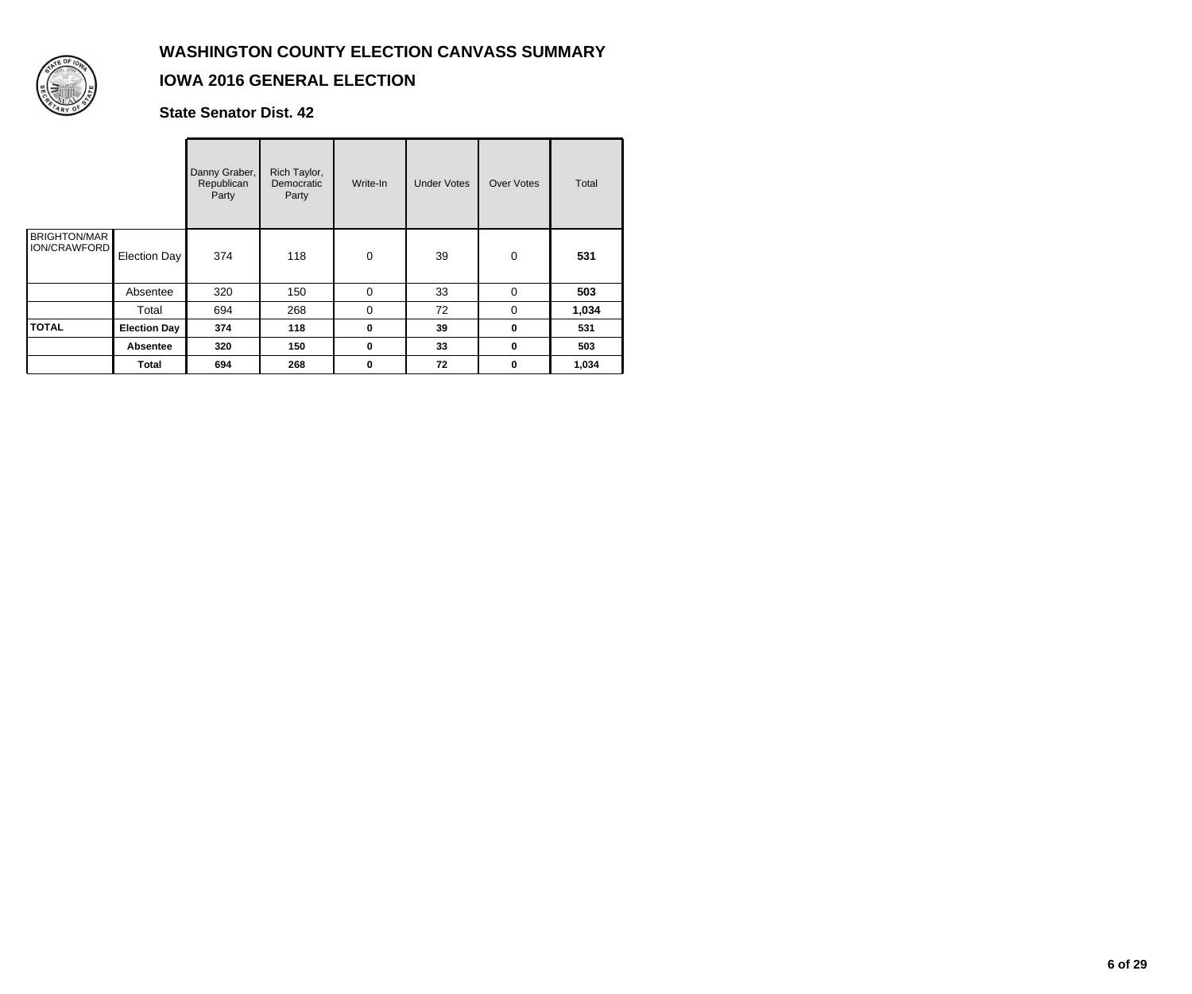# WASHINGTON COUNTY ELECTION CANVASS SUMMARY

## IOWA 2016 GENERAL ELECTION

### State Senator Dist. 42

| | | Danny Graber, Republican Party | Rich Taylor, Democratic Party | Write-In | Under Votes | Over Votes | Total |
|---|---|---|---|---|---|---|---|
| BRIGHTON/MARION/CRAWFORD | Election Day | 374 | 118 | 0 | 39 | 0 | **531** |
| | Absentee | 320 | 150 | 0 | 33 | 0 | **503** |
| | Total | 694 | 268 | 0 | 72 | 0 | **1,034** |
| **TOTAL** | **Election Day** | **374** | **118** | **0** | **39** | **0** | **531** |
| | **Absentee** | **320** | **150** | **0** | **33** | **0** | **503** |
| | **Total** | **694** | **268** | **0** | **72** | **0** | **1,034** |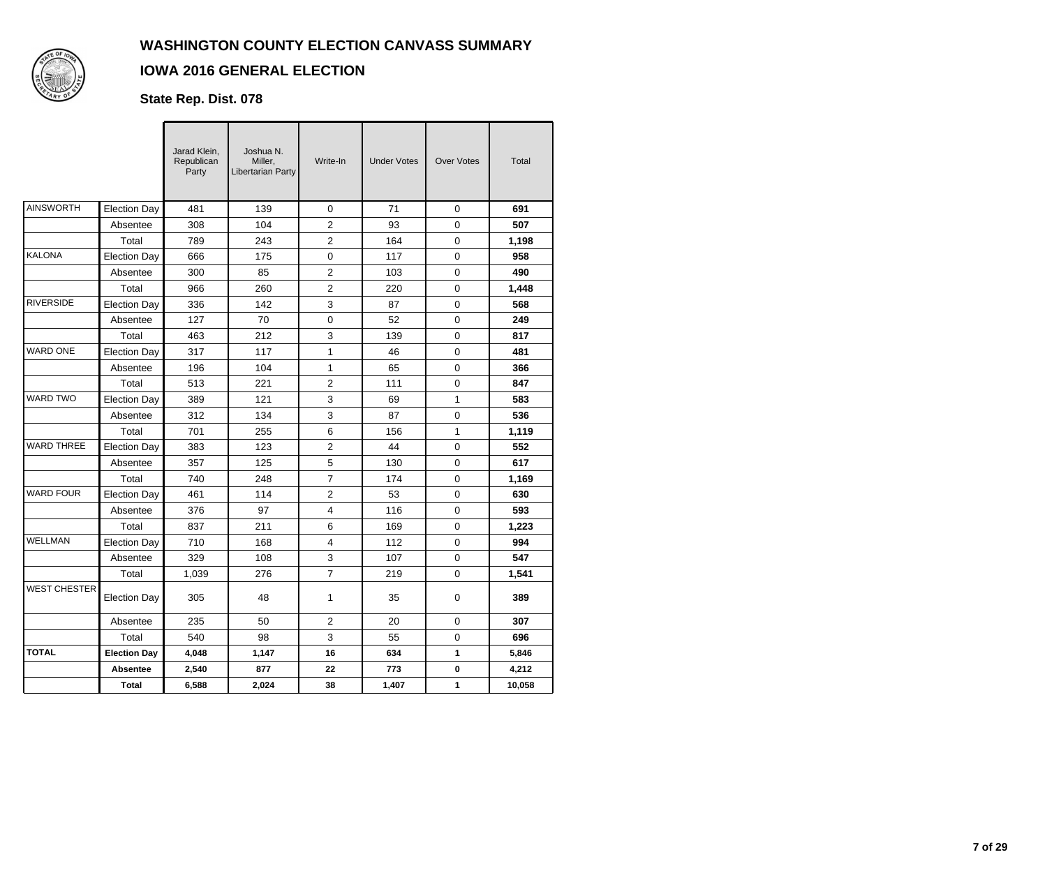# WASHINGTON COUNTY ELECTION CANVASS SUMMARY

## IOWA 2016 GENERAL ELECTION

### State Rep. Dist. 078

| | | Jarad Klein, Republican Party | Joshua N. Miller, Libertarian Party | Write-In | Under Votes | Over Votes | Total |
|---|---|---|---|---|---|---|---|
| AINSWORTH | Election Day | 481 | 139 | 0 | 71 | 0 | **691** |
| | Absentee | 308 | 104 | 2 | 93 | 0 | **507** |
| | Total | 789 | 243 | 2 | 164 | 0 | **1,198** |
| KALONA | Election Day | 666 | 175 | 0 | 117 | 0 | **958** |
| | Absentee | 300 | 85 | 2 | 103 | 0 | **490** |
| | Total | 966 | 260 | 2 | 220 | 0 | **1,448** |
| RIVERSIDE | Election Day | 336 | 142 | 3 | 87 | 0 | **568** |
| | Absentee | 127 | 70 | 0 | 52 | 0 | **249** |
| | Total | 463 | 212 | 3 | 139 | 0 | **817** |
| WARD ONE | Election Day | 317 | 117 | 1 | 46 | 0 | **481** |
| | Absentee | 196 | 104 | 1 | 65 | 0 | **366** |
| | Total | 513 | 221 | 2 | 111 | 0 | **847** |
| WARD TWO | Election Day | 389 | 121 | 3 | 69 | 1 | **583** |
| | Absentee | 312 | 134 | 3 | 87 | 0 | **536** |
| | Total | 701 | 255 | 6 | 156 | 1 | **1,119** |
| WARD THREE | Election Day | 383 | 123 | 2 | 44 | 0 | **552** |
| | Absentee | 357 | 125 | 5 | 130 | 0 | **617** |
| | Total | 740 | 248 | 7 | 174 | 0 | **1,169** |
| WARD FOUR | Election Day | 461 | 114 | 2 | 53 | 0 | **630** |
| | Absentee | 376 | 97 | 4 | 116 | 0 | **593** |
| | Total | 837 | 211 | 6 | 169 | 0 | **1,223** |
| WELLMAN | Election Day | 710 | 168 | 4 | 112 | 0 | **994** |
| | Absentee | 329 | 108 | 3 | 107 | 0 | **547** |
| | Total | 1,039 | 276 | 7 | 219 | 0 | **1,541** |
| WEST CHESTER | Election Day | 305 | 48 | 1 | 35 | 0 | **389** |
| | Absentee | 235 | 50 | 2 | 20 | 0 | **307** |
| | Total | 540 | 98 | 3 | 55 | 0 | **696** |
| **TOTAL** | **Election Day** | **4,048** | **1,147** | **16** | **634** | **1** | **5,846** |
| | **Absentee** | **2,540** | **877** | **22** | **773** | **0** | **4,212** |
| | **Total** | **6,588** | **2,024** | **38** | **1,407** | **1** | **10,058** |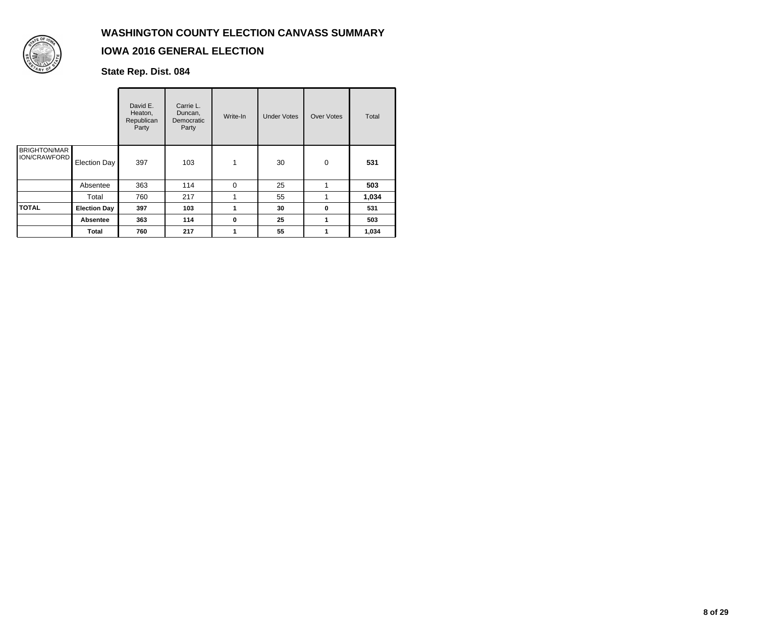# WASHINGTON COUNTY ELECTION CANVASS SUMMARY

## IOWA 2016 GENERAL ELECTION

### State Rep. Dist. 084

| | | David E. Heaton, Republican Party | Carrie L. Duncan, Democratic Party | Write-In | Under Votes | Over Votes | Total |
|---|---|---|---|---|---|---|---|
| BRIGHTON/MARION/CRAWFORD | Election Day | 397 | 103 | 1 | 30 | 0 | **531** |
| | Absentee | 363 | 114 | 0 | 25 | 1 | **503** |
| | Total | 760 | 217 | 1 | 55 | 1 | **1,034** |
| **TOTAL** | **Election Day** | **397** | **103** | **1** | **30** | **0** | **531** |
| | **Absentee** | **363** | **114** | **0** | **25** | **1** | **503** |
| | **Total** | **760** | **217** | **1** | **55** | **1** | **1,034** |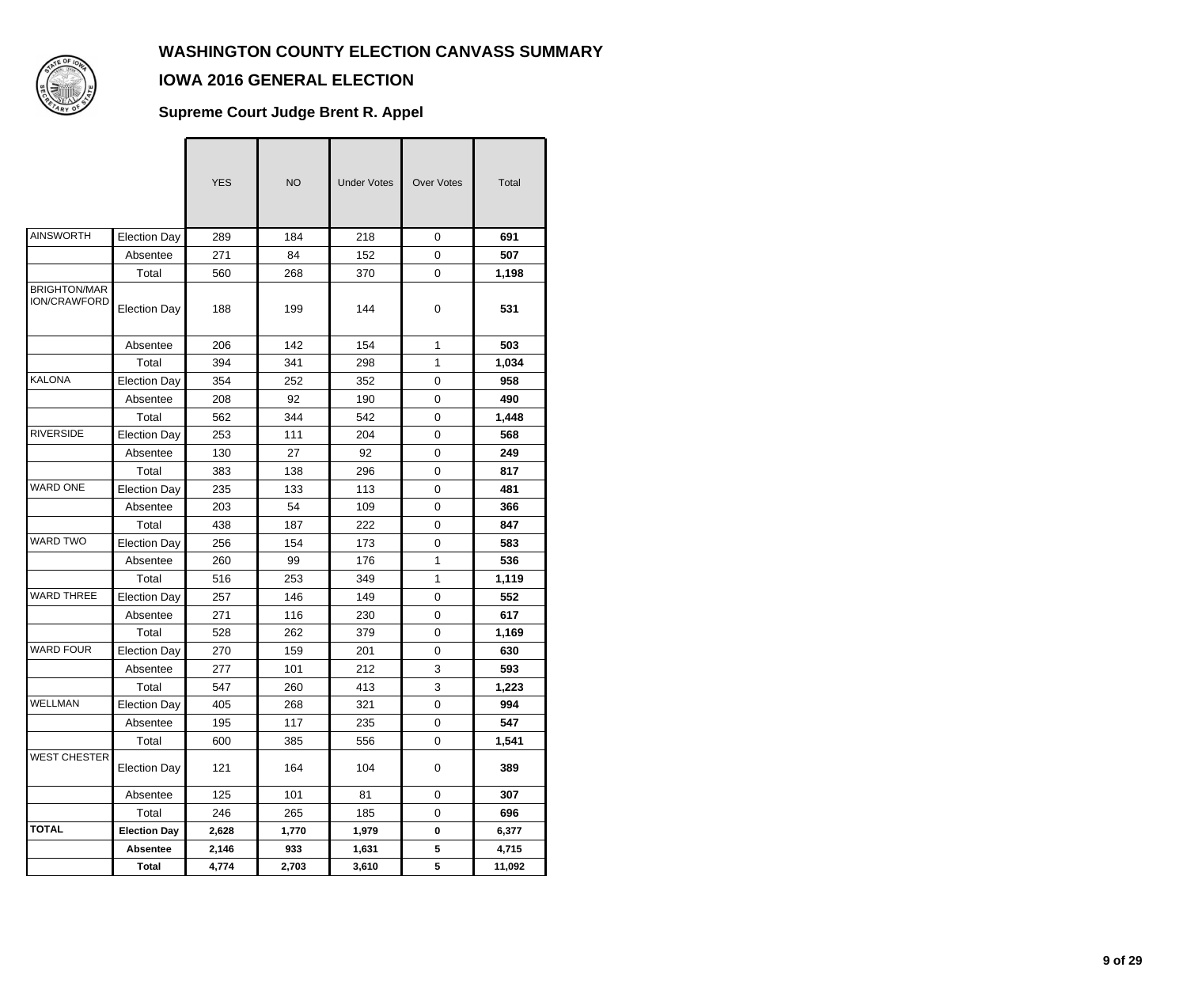# WASHINGTON COUNTY ELECTION CANVASS SUMMARY

## IOWA 2016 GENERAL ELECTION

### Supreme Court Judge Brent R. Appel

| | | YES | NO | Under Votes | Over Votes | Total |
|---|---|---|---|---|---|---|
| AINSWORTH | Election Day | 289 | 184 | 218 | 0 | **691** |
| | Absentee | 271 | 84 | 152 | 0 | **507** |
| | Total | 560 | 268 | 370 | 0 | **1,198** |
| BRIGHTON/MARION/CRAWFORD | Election Day | 188 | 199 | 144 | 0 | **531** |
| | Absentee | 206 | 142 | 154 | 1 | **503** |
| | Total | 394 | 341 | 298 | 1 | **1,034** |
| KALONA | Election Day | 354 | 252 | 352 | 0 | **958** |
| | Absentee | 208 | 92 | 190 | 0 | **490** |
| | Total | 562 | 344 | 542 | 0 | **1,448** |
| RIVERSIDE | Election Day | 253 | 111 | 204 | 0 | **568** |
| | Absentee | 130 | 27 | 92 | 0 | **249** |
| | Total | 383 | 138 | 296 | 0 | **817** |
| WARD ONE | Election Day | 235 | 133 | 113 | 0 | **481** |
| | Absentee | 203 | 54 | 109 | 0 | **366** |
| | Total | 438 | 187 | 222 | 0 | **847** |
| WARD TWO | Election Day | 256 | 154 | 173 | 0 | **583** |
| | Absentee | 260 | 99 | 176 | 1 | **536** |
| | Total | 516 | 253 | 349 | 1 | **1,119** |
| WARD THREE | Election Day | 257 | 146 | 149 | 0 | **552** |
| | Absentee | 271 | 116 | 230 | 0 | **617** |
| | Total | 528 | 262 | 379 | 0 | **1,169** |
| WARD FOUR | Election Day | 270 | 159 | 201 | 0 | **630** |
| | Absentee | 277 | 101 | 212 | 3 | **593** |
| | Total | 547 | 260 | 413 | 3 | **1,223** |
| WELLMAN | Election Day | 405 | 268 | 321 | 0 | **994** |
| | Absentee | 195 | 117 | 235 | 0 | **547** |
| | Total | 600 | 385 | 556 | 0 | **1,541** |
| WEST CHESTER | Election Day | 121 | 164 | 104 | 0 | **389** |
| | Absentee | 125 | 101 | 81 | 0 | **307** |
| | Total | 246 | 265 | 185 | 0 | **696** |
| **TOTAL** | **Election Day** | **2,628** | **1,770** | **1,979** | **0** | **6,377** |
| | **Absentee** | **2,146** | **933** | **1,631** | **5** | **4,715** |
| | **Total** | **4,774** | **2,703** | **3,610** | **5** | **11,092** |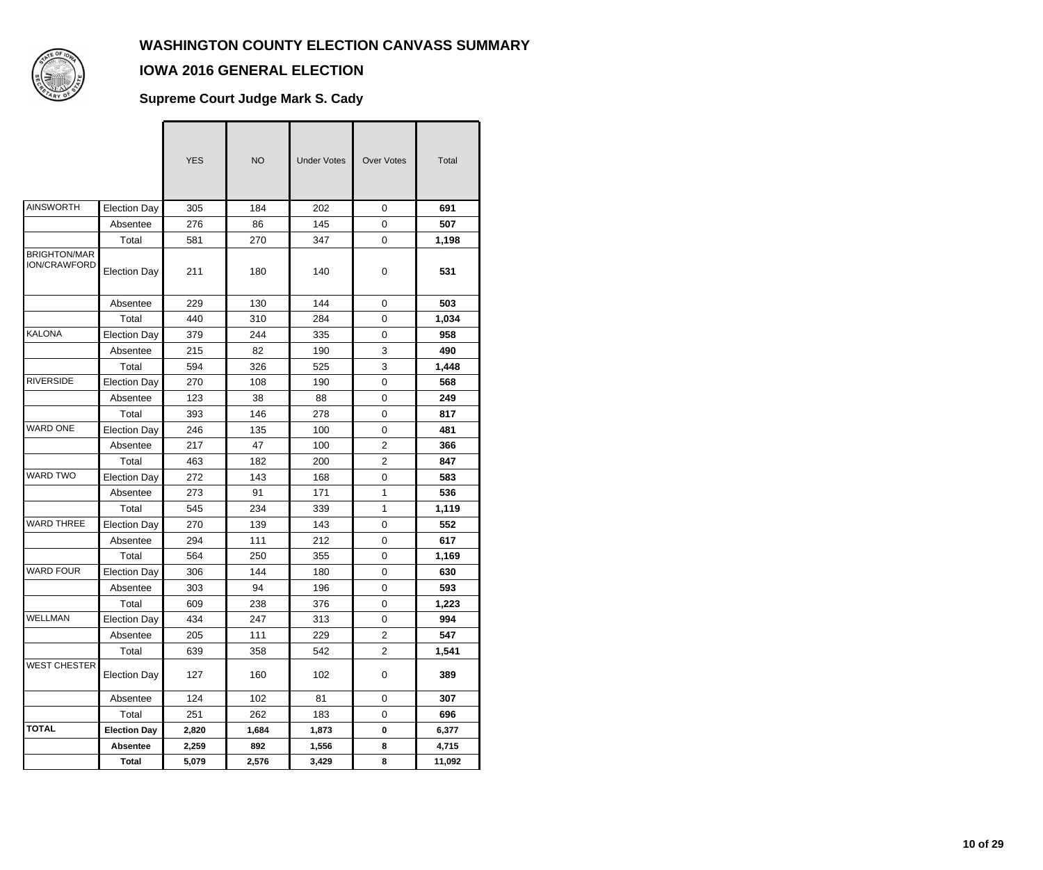# WASHINGTON COUNTY ELECTION CANVASS SUMMARY

## IOWA 2016 GENERAL ELECTION

### Supreme Court Judge Mark S. Cady

| | | YES | NO | Under Votes | Over Votes | Total |
|---|---|---|---|---|---|---|
| AINSWORTH | Election Day | 305 | 184 | 202 | 0 | **691** |
| | Absentee | 276 | 86 | 145 | 0 | **507** |
| | Total | 581 | 270 | 347 | 0 | **1,198** |
| BRIGHTON/MARION/CRAWFORD | Election Day | 211 | 180 | 140 | 0 | **531** |
| | Absentee | 229 | 130 | 144 | 0 | **503** |
| | Total | 440 | 310 | 284 | 0 | **1,034** |
| KALONA | Election Day | 379 | 244 | 335 | 0 | **958** |
| | Absentee | 215 | 82 | 190 | 3 | **490** |
| | Total | 594 | 326 | 525 | 3 | **1,448** |
| RIVERSIDE | Election Day | 270 | 108 | 190 | 0 | **568** |
| | Absentee | 123 | 38 | 88 | 0 | **249** |
| | Total | 393 | 146 | 278 | 0 | **817** |
| WARD ONE | Election Day | 246 | 135 | 100 | 0 | **481** |
| | Absentee | 217 | 47 | 100 | 2 | **366** |
| | Total | 463 | 182 | 200 | 2 | **847** |
| WARD TWO | Election Day | 272 | 143 | 168 | 0 | **583** |
| | Absentee | 273 | 91 | 171 | 1 | **536** |
| | Total | 545 | 234 | 339 | 1 | **1,119** |
| WARD THREE | Election Day | 270 | 139 | 143 | 0 | **552** |
| | Absentee | 294 | 111 | 212 | 0 | **617** |
| | Total | 564 | 250 | 355 | 0 | **1,169** |
| WARD FOUR | Election Day | 306 | 144 | 180 | 0 | **630** |
| | Absentee | 303 | 94 | 196 | 0 | **593** |
| | Total | 609 | 238 | 376 | 0 | **1,223** |
| WELLMAN | Election Day | 434 | 247 | 313 | 0 | **994** |
| | Absentee | 205 | 111 | 229 | 2 | **547** |
| | Total | 639 | 358 | 542 | 2 | **1,541** |
| WEST CHESTER | Election Day | 127 | 160 | 102 | 0 | **389** |
| | Absentee | 124 | 102 | 81 | 0 | **307** |
| | Total | 251 | 262 | 183 | 0 | **696** |
| **TOTAL** | **Election Day** | **2,820** | **1,684** | **1,873** | **0** | **6,377** |
| | **Absentee** | **2,259** | **892** | **1,556** | **8** | **4,715** |
| | **Total** | **5,079** | **2,576** | **3,429** | **8** | **11,092** |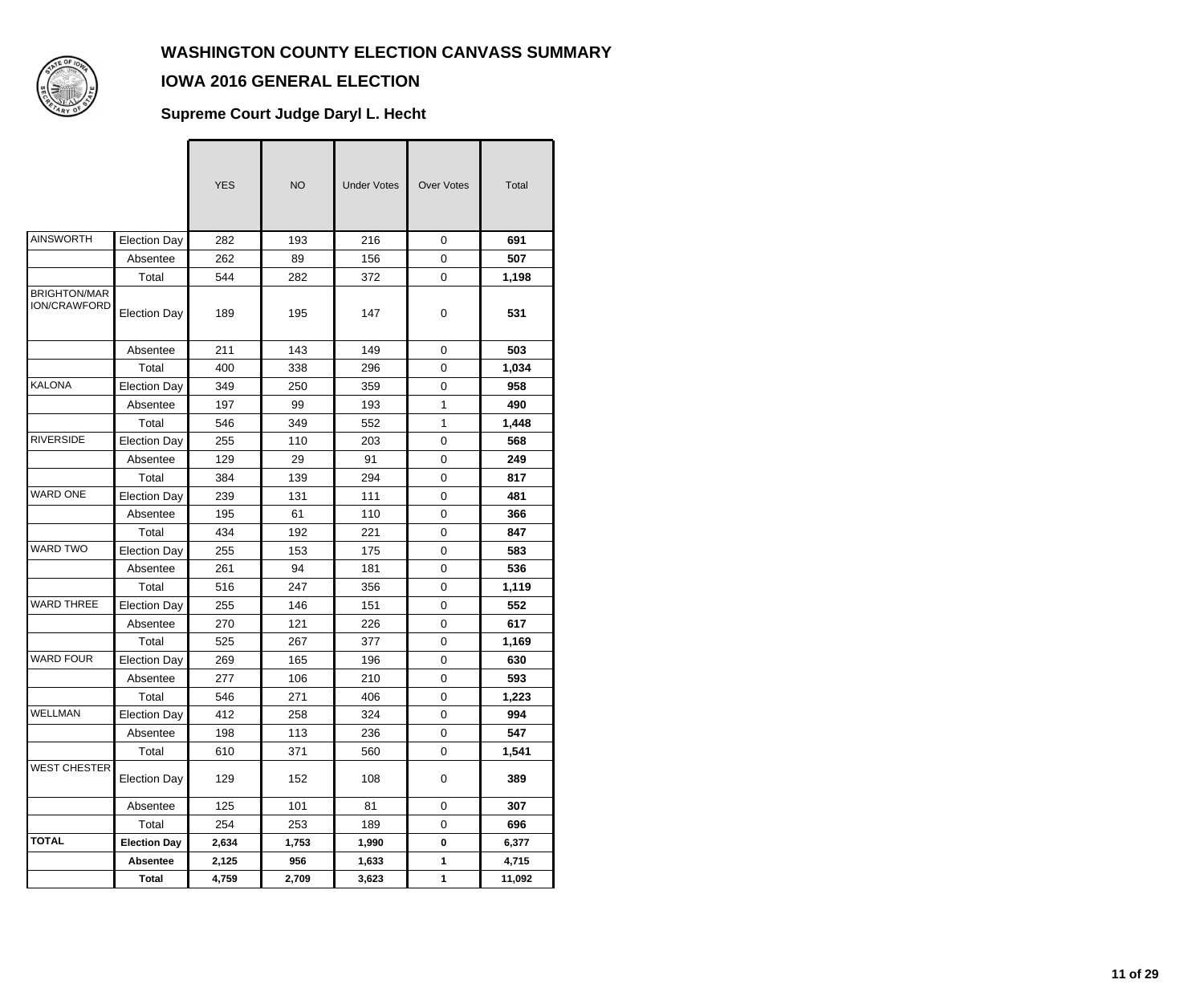# WASHINGTON COUNTY ELECTION CANVASS SUMMARY

## IOWA 2016 GENERAL ELECTION

### Supreme Court Judge Daryl L. Hecht

| | | YES | NO | Under Votes | Over Votes | Total |
|---|---|---|---|---|---|---|
| AINSWORTH | Election Day | 282 | 193 | 216 | 0 | **691** |
| | Absentee | 262 | 89 | 156 | 0 | **507** |
| | Total | 544 | 282 | 372 | 0 | **1,198** |
| BRIGHTON/MARION/CRAWFORD | Election Day | 189 | 195 | 147 | 0 | **531** |
| | Absentee | 211 | 143 | 149 | 0 | **503** |
| | Total | 400 | 338 | 296 | 0 | **1,034** |
| KALONA | Election Day | 349 | 250 | 359 | 0 | **958** |
| | Absentee | 197 | 99 | 193 | 1 | **490** |
| | Total | 546 | 349 | 552 | 1 | **1,448** |
| RIVERSIDE | Election Day | 255 | 110 | 203 | 0 | **568** |
| | Absentee | 129 | 29 | 91 | 0 | **249** |
| | Total | 384 | 139 | 294 | 0 | **817** |
| WARD ONE | Election Day | 239 | 131 | 111 | 0 | **481** |
| | Absentee | 195 | 61 | 110 | 0 | **366** |
| | Total | 434 | 192 | 221 | 0 | **847** |
| WARD TWO | Election Day | 255 | 153 | 175 | 0 | **583** |
| | Absentee | 261 | 94 | 181 | 0 | **536** |
| | Total | 516 | 247 | 356 | 0 | **1,119** |
| WARD THREE | Election Day | 255 | 146 | 151 | 0 | **552** |
| | Absentee | 270 | 121 | 226 | 0 | **617** |
| | Total | 525 | 267 | 377 | 0 | **1,169** |
| WARD FOUR | Election Day | 269 | 165 | 196 | 0 | **630** |
| | Absentee | 277 | 106 | 210 | 0 | **593** |
| | Total | 546 | 271 | 406 | 0 | **1,223** |
| WELLMAN | Election Day | 412 | 258 | 324 | 0 | **994** |
| | Absentee | 198 | 113 | 236 | 0 | **547** |
| | Total | 610 | 371 | 560 | 0 | **1,541** |
| WEST CHESTER | Election Day | 129 | 152 | 108 | 0 | **389** |
| | Absentee | 125 | 101 | 81 | 0 | **307** |
| | Total | 254 | 253 | 189 | 0 | **696** |
| **TOTAL** | **Election Day** | **2,634** | **1,753** | **1,990** | **0** | **6,377** |
| | **Absentee** | **2,125** | **956** | **1,633** | **1** | **4,715** |
| | **Total** | **4,759** | **2,709** | **3,623** | **1** | **11,092** |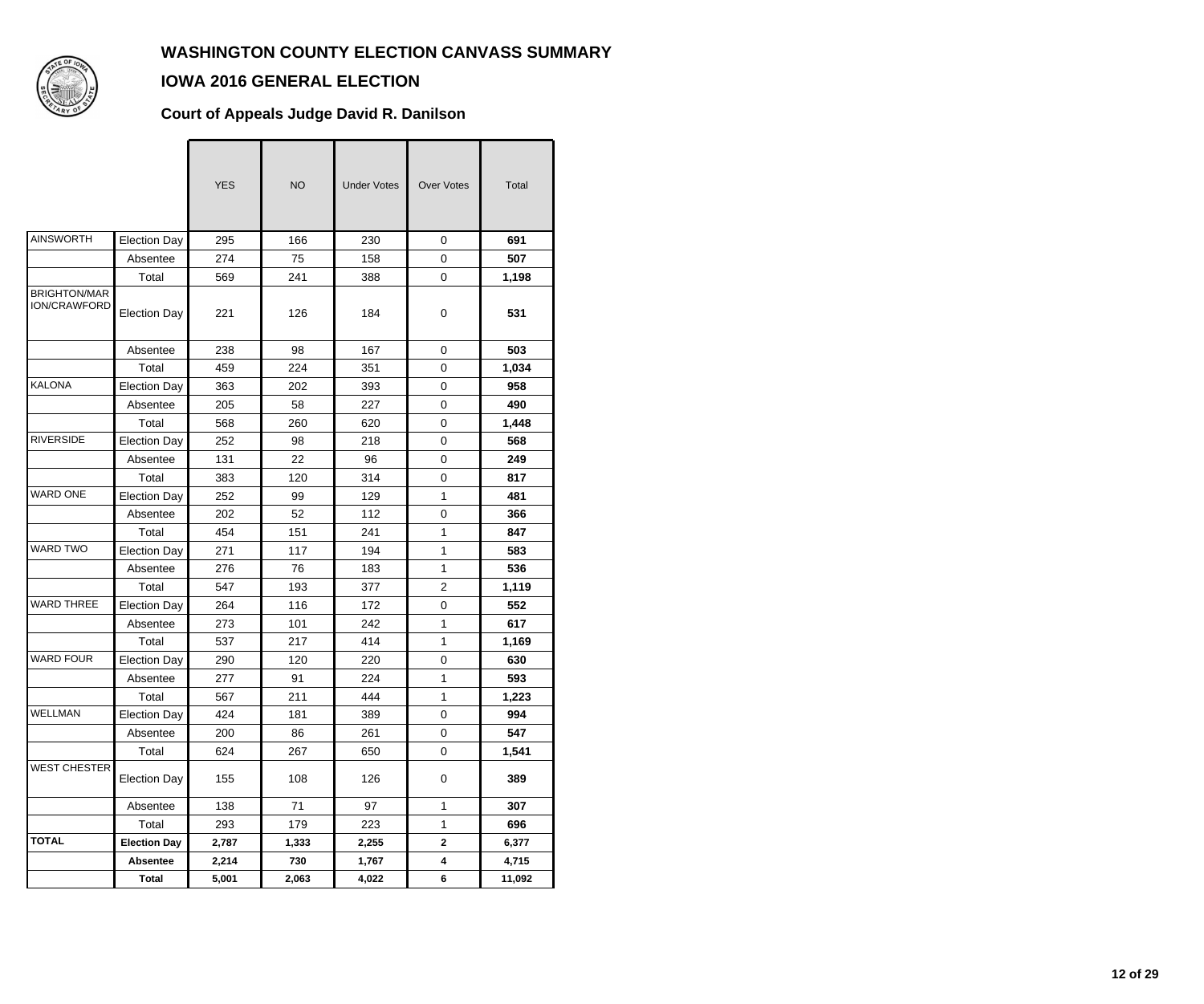# WASHINGTON COUNTY ELECTION CANVASS SUMMARY

## IOWA 2016 GENERAL ELECTION

### Court of Appeals Judge David R. Danilson

| | | YES | NO | Under Votes | Over Votes | Total |
|---|---|---|---|---|---|---|
| AINSWORTH | Election Day | 295 | 166 | 230 | 0 | **691** |
| | Absentee | 274 | 75 | 158 | 0 | **507** |
| | Total | 569 | 241 | 388 | 0 | **1,198** |
| BRIGHTON/MARION/CRAWFORD | Election Day | 221 | 126 | 184 | 0 | **531** |
| | Absentee | 238 | 98 | 167 | 0 | **503** |
| | Total | 459 | 224 | 351 | 0 | **1,034** |
| KALONA | Election Day | 363 | 202 | 393 | 0 | **958** |
| | Absentee | 205 | 58 | 227 | 0 | **490** |
| | Total | 568 | 260 | 620 | 0 | **1,448** |
| RIVERSIDE | Election Day | 252 | 98 | 218 | 0 | **568** |
| | Absentee | 131 | 22 | 96 | 0 | **249** |
| | Total | 383 | 120 | 314 | 0 | **817** |
| WARD ONE | Election Day | 252 | 99 | 129 | 1 | **481** |
| | Absentee | 202 | 52 | 112 | 0 | **366** |
| | Total | 454 | 151 | 241 | 1 | **847** |
| WARD TWO | Election Day | 271 | 117 | 194 | 1 | **583** |
| | Absentee | 276 | 76 | 183 | 1 | **536** |
| | Total | 547 | 193 | 377 | 2 | **1,119** |
| WARD THREE | Election Day | 264 | 116 | 172 | 0 | **552** |
| | Absentee | 273 | 101 | 242 | 1 | **617** |
| | Total | 537 | 217 | 414 | 1 | **1,169** |
| WARD FOUR | Election Day | 290 | 120 | 220 | 0 | **630** |
| | Absentee | 277 | 91 | 224 | 1 | **593** |
| | Total | 567 | 211 | 444 | 1 | **1,223** |
| WELLMAN | Election Day | 424 | 181 | 389 | 0 | **994** |
| | Absentee | 200 | 86 | 261 | 0 | **547** |
| | Total | 624 | 267 | 650 | 0 | **1,541** |
| WEST CHESTER | Election Day | 155 | 108 | 126 | 0 | **389** |
| | Absentee | 138 | 71 | 97 | 1 | **307** |
| | Total | 293 | 179 | 223 | 1 | **696** |
| **TOTAL** | **Election Day** | **2,787** | **1,333** | **2,255** | **2** | **6,377** |
| | **Absentee** | **2,214** | **730** | **1,767** | **4** | **4,715** |
| | **Total** | **5,001** | **2,063** | **4,022** | **6** | **11,092** |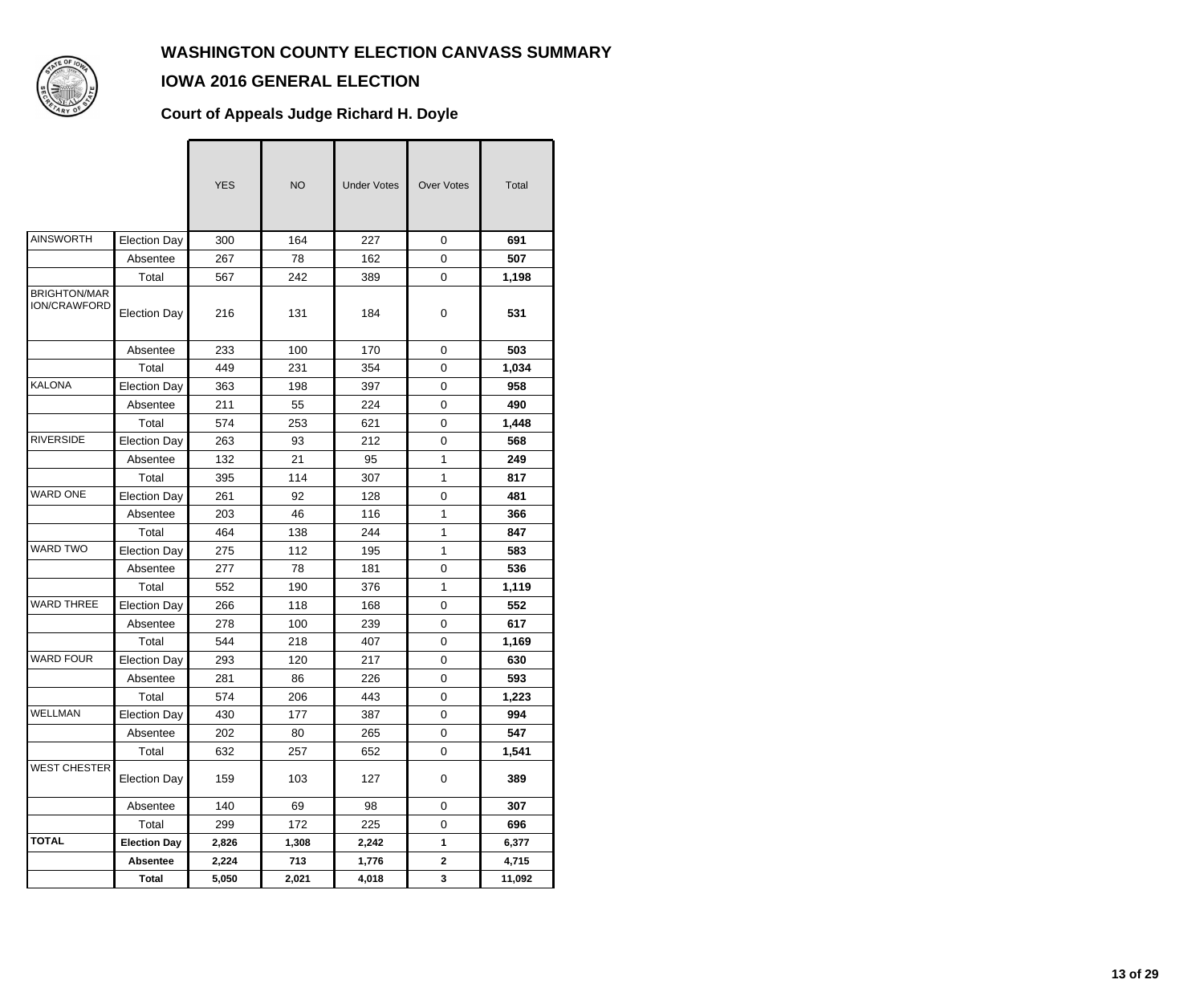# WASHINGTON COUNTY ELECTION CANVASS SUMMARY

## IOWA 2016 GENERAL ELECTION

### Court of Appeals Judge Richard H. Doyle

| | | YES | NO | Under Votes | Over Votes | Total |
|---|---|---|---|---|---|---|
| AINSWORTH | Election Day | 300 | 164 | 227 | 0 | **691** |
| | Absentee | 267 | 78 | 162 | 0 | **507** |
| | Total | 567 | 242 | 389 | 0 | **1,198** |
| BRIGHTON/MARION/CRAWFORD | Election Day | 216 | 131 | 184 | 0 | **531** |
| | Absentee | 233 | 100 | 170 | 0 | **503** |
| | Total | 449 | 231 | 354 | 0 | **1,034** |
| KALONA | Election Day | 363 | 198 | 397 | 0 | **958** |
| | Absentee | 211 | 55 | 224 | 0 | **490** |
| | Total | 574 | 253 | 621 | 0 | **1,448** |
| RIVERSIDE | Election Day | 263 | 93 | 212 | 0 | **568** |
| | Absentee | 132 | 21 | 95 | 1 | **249** |
| | Total | 395 | 114 | 307 | 1 | **817** |
| WARD ONE | Election Day | 261 | 92 | 128 | 0 | **481** |
| | Absentee | 203 | 46 | 116 | 1 | **366** |
| | Total | 464 | 138 | 244 | 1 | **847** |
| WARD TWO | Election Day | 275 | 112 | 195 | 1 | **583** |
| | Absentee | 277 | 78 | 181 | 0 | **536** |
| | Total | 552 | 190 | 376 | 1 | **1,119** |
| WARD THREE | Election Day | 266 | 118 | 168 | 0 | **552** |
| | Absentee | 278 | 100 | 239 | 0 | **617** |
| | Total | 544 | 218 | 407 | 0 | **1,169** |
| WARD FOUR | Election Day | 293 | 120 | 217 | 0 | **630** |
| | Absentee | 281 | 86 | 226 | 0 | **593** |
| | Total | 574 | 206 | 443 | 0 | **1,223** |
| WELLMAN | Election Day | 430 | 177 | 387 | 0 | **994** |
| | Absentee | 202 | 80 | 265 | 0 | **547** |
| | Total | 632 | 257 | 652 | 0 | **1,541** |
| WEST CHESTER | Election Day | 159 | 103 | 127 | 0 | **389** |
| | Absentee | 140 | 69 | 98 | 0 | **307** |
| | Total | 299 | 172 | 225 | 0 | **696** |
| **TOTAL** | **Election Day** | **2,826** | **1,308** | **2,242** | **1** | **6,377** |
| | **Absentee** | **2,224** | **713** | **1,776** | **2** | **4,715** |
| | **Total** | **5,050** | **2,021** | **4,018** | **3** | **11,092** |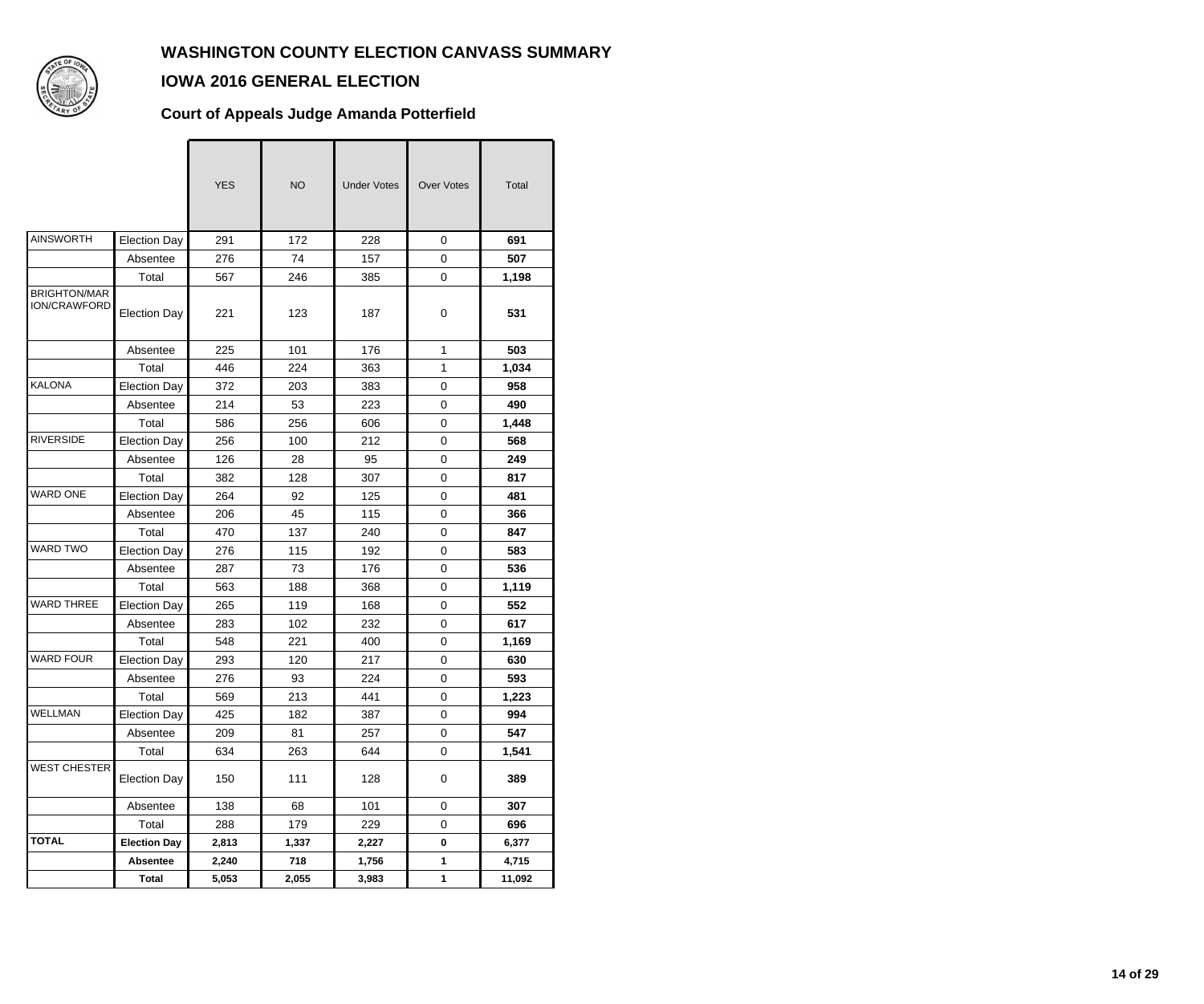# WASHINGTON COUNTY ELECTION CANVASS SUMMARY

## IOWA 2016 GENERAL ELECTION

### Court of Appeals Judge Amanda Potterfield

| | | YES | NO | Under Votes | Over Votes | Total |
|---|---|---|---|---|---|---|
| AINSWORTH | Election Day | 291 | 172 | 228 | 0 | **691** |
| | Absentee | 276 | 74 | 157 | 0 | **507** |
| | Total | 567 | 246 | 385 | 0 | **1,198** |
| BRIGHTON/MARION/CRAWFORD | Election Day | 221 | 123 | 187 | 0 | **531** |
| | Absentee | 225 | 101 | 176 | 1 | **503** |
| | Total | 446 | 224 | 363 | 1 | **1,034** |
| KALONA | Election Day | 372 | 203 | 383 | 0 | **958** |
| | Absentee | 214 | 53 | 223 | 0 | **490** |
| | Total | 586 | 256 | 606 | 0 | **1,448** |
| RIVERSIDE | Election Day | 256 | 100 | 212 | 0 | **568** |
| | Absentee | 126 | 28 | 95 | 0 | **249** |
| | Total | 382 | 128 | 307 | 0 | **817** |
| WARD ONE | Election Day | 264 | 92 | 125 | 0 | **481** |
| | Absentee | 206 | 45 | 115 | 0 | **366** |
| | Total | 470 | 137 | 240 | 0 | **847** |
| WARD TWO | Election Day | 276 | 115 | 192 | 0 | **583** |
| | Absentee | 287 | 73 | 176 | 0 | **536** |
| | Total | 563 | 188 | 368 | 0 | **1,119** |
| WARD THREE | Election Day | 265 | 119 | 168 | 0 | **552** |
| | Absentee | 283 | 102 | 232 | 0 | **617** |
| | Total | 548 | 221 | 400 | 0 | **1,169** |
| WARD FOUR | Election Day | 293 | 120 | 217 | 0 | **630** |
| | Absentee | 276 | 93 | 224 | 0 | **593** |
| | Total | 569 | 213 | 441 | 0 | **1,223** |
| WELLMAN | Election Day | 425 | 182 | 387 | 0 | **994** |
| | Absentee | 209 | 81 | 257 | 0 | **547** |
| | Total | 634 | 263 | 644 | 0 | **1,541** |
| WEST CHESTER | Election Day | 150 | 111 | 128 | 0 | **389** |
| | Absentee | 138 | 68 | 101 | 0 | **307** |
| | Total | 288 | 179 | 229 | 0 | **696** |
| **TOTAL** | **Election Day** | **2,813** | **1,337** | **2,227** | **0** | **6,377** |
| | **Absentee** | **2,240** | **718** | **1,756** | **1** | **4,715** |
| | **Total** | **5,053** | **2,055** | **3,983** | **1** | **11,092** |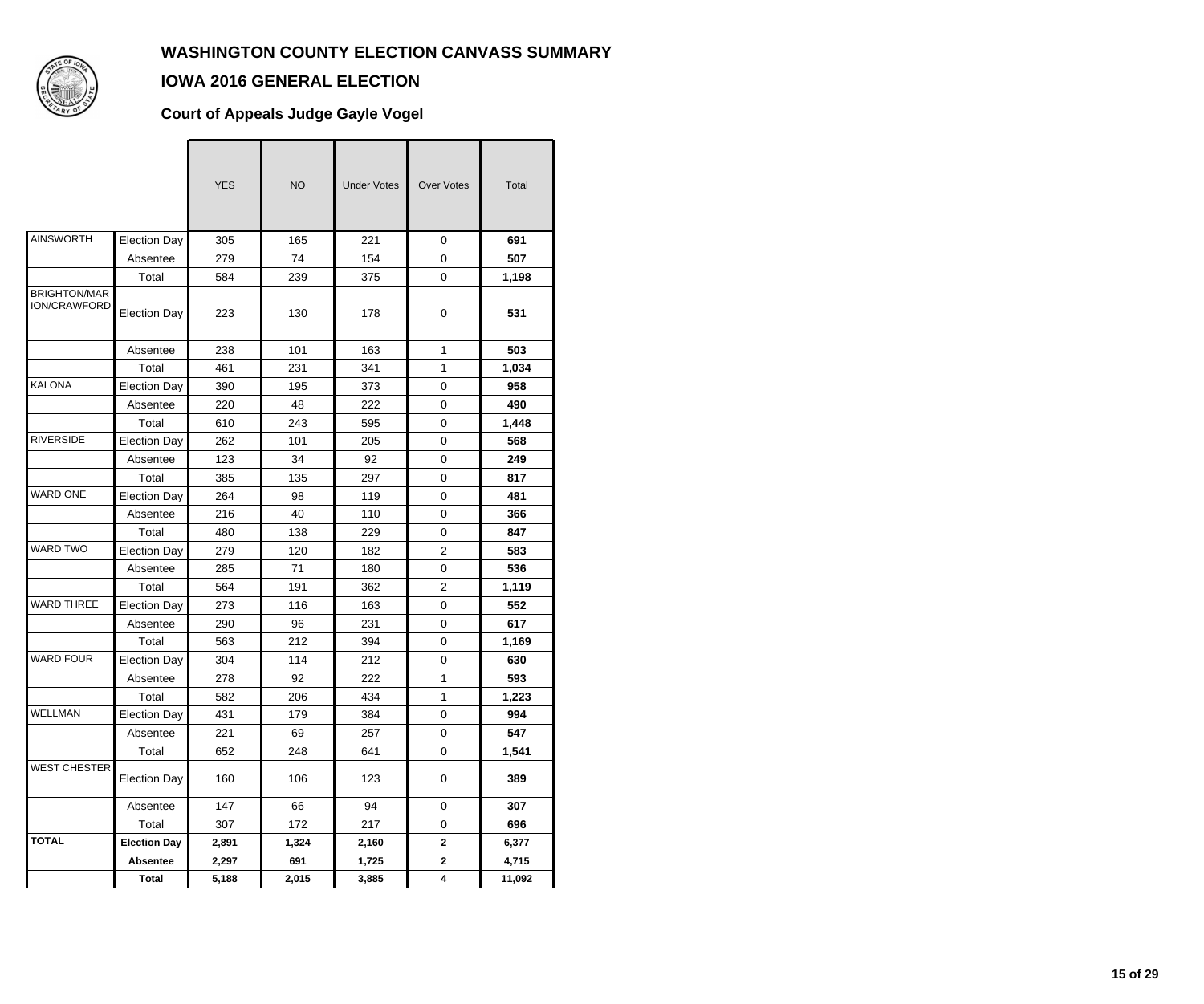# WASHINGTON COUNTY ELECTION CANVASS SUMMARY

## IOWA 2016 GENERAL ELECTION

### Court of Appeals Judge Gayle Vogel

| | | YES | NO | Under Votes | Over Votes | Total |
|---|---|---|---|---|---|---|
| AINSWORTH | Election Day | 305 | 165 | 221 | 0 | **691** |
| | Absentee | 279 | 74 | 154 | 0 | **507** |
| | Total | 584 | 239 | 375 | 0 | **1,198** |
| BRIGHTON/MARION/CRAWFORD | Election Day | 223 | 130 | 178 | 0 | **531** |
| | Absentee | 238 | 101 | 163 | 1 | **503** |
| | Total | 461 | 231 | 341 | 1 | **1,034** |
| KALONA | Election Day | 390 | 195 | 373 | 0 | **958** |
| | Absentee | 220 | 48 | 222 | 0 | **490** |
| | Total | 610 | 243 | 595 | 0 | **1,448** |
| RIVERSIDE | Election Day | 262 | 101 | 205 | 0 | **568** |
| | Absentee | 123 | 34 | 92 | 0 | **249** |
| | Total | 385 | 135 | 297 | 0 | **817** |
| WARD ONE | Election Day | 264 | 98 | 119 | 0 | **481** |
| | Absentee | 216 | 40 | 110 | 0 | **366** |
| | Total | 480 | 138 | 229 | 0 | **847** |
| WARD TWO | Election Day | 279 | 120 | 182 | 2 | **583** |
| | Absentee | 285 | 71 | 180 | 0 | **536** |
| | Total | 564 | 191 | 362 | 2 | **1,119** |
| WARD THREE | Election Day | 273 | 116 | 163 | 0 | **552** |
| | Absentee | 290 | 96 | 231 | 0 | **617** |
| | Total | 563 | 212 | 394 | 0 | **1,169** |
| WARD FOUR | Election Day | 304 | 114 | 212 | 0 | **630** |
| | Absentee | 278 | 92 | 222 | 1 | **593** |
| | Total | 582 | 206 | 434 | 1 | **1,223** |
| WELLMAN | Election Day | 431 | 179 | 384 | 0 | **994** |
| | Absentee | 221 | 69 | 257 | 0 | **547** |
| | Total | 652 | 248 | 641 | 0 | **1,541** |
| WEST CHESTER | Election Day | 160 | 106 | 123 | 0 | **389** |
| | Absentee | 147 | 66 | 94 | 0 | **307** |
| | Total | 307 | 172 | 217 | 0 | **696** |
| **TOTAL** | **Election Day** | **2,891** | **1,324** | **2,160** | **2** | **6,377** |
| | **Absentee** | **2,297** | **691** | **1,725** | **2** | **4,715** |
| | **Total** | **5,188** | **2,015** | **3,885** | **4** | **11,092** |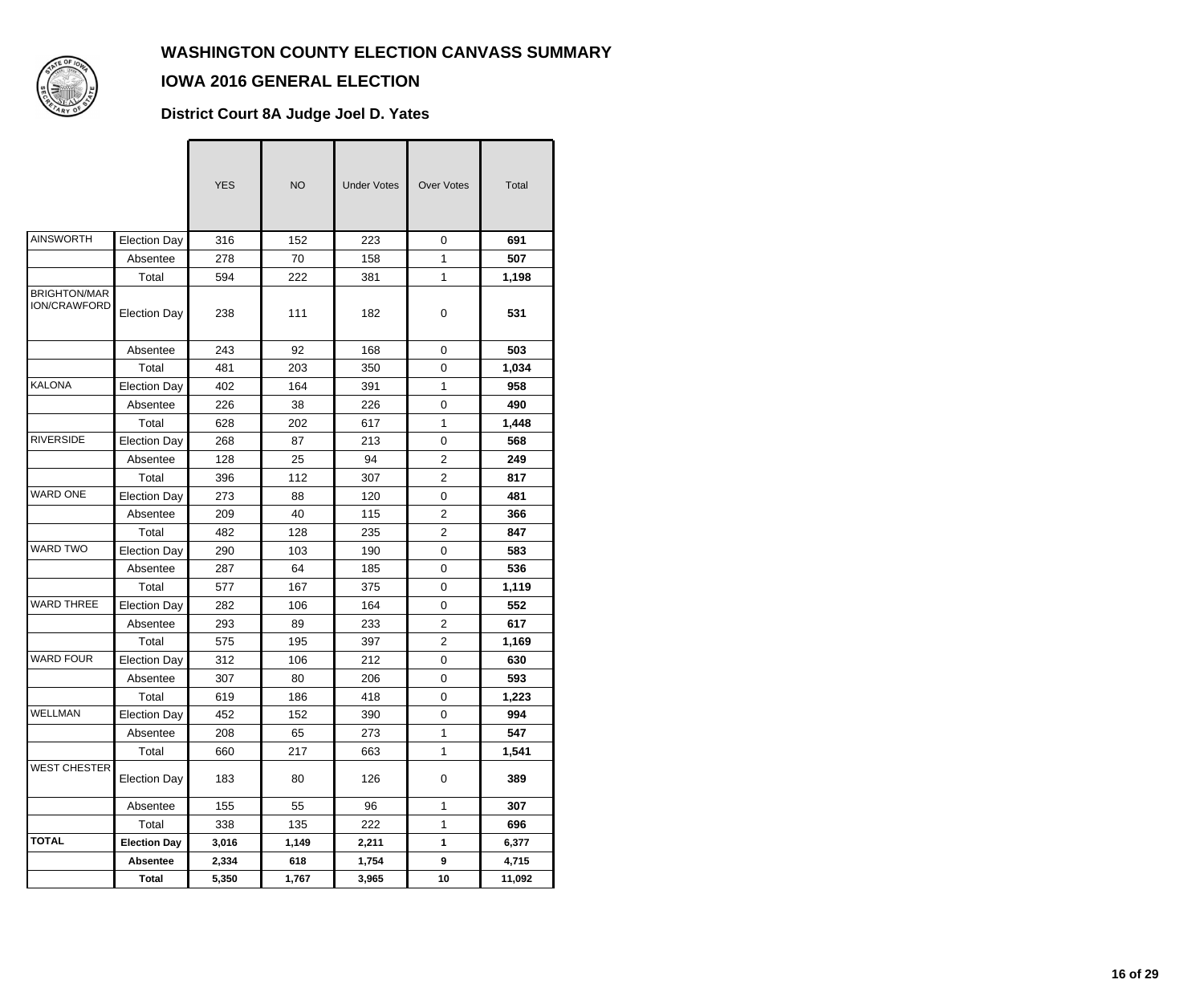# WASHINGTON COUNTY ELECTION CANVASS SUMMARY

## IOWA 2016 GENERAL ELECTION

### District Court 8A Judge Joel D. Yates

| | | YES | NO | Under Votes | Over Votes | Total |
|---|---|---|---|---|---|---|
| AINSWORTH | Election Day | 316 | 152 | 223 | 0 | **691** |
| | Absentee | 278 | 70 | 158 | 1 | **507** |
| | Total | 594 | 222 | 381 | 1 | **1,198** |
| BRIGHTON/MARION/CRAWFORD | Election Day | 238 | 111 | 182 | 0 | **531** |
| | Absentee | 243 | 92 | 168 | 0 | **503** |
| | Total | 481 | 203 | 350 | 0 | **1,034** |
| KALONA | Election Day | 402 | 164 | 391 | 1 | **958** |
| | Absentee | 226 | 38 | 226 | 0 | **490** |
| | Total | 628 | 202 | 617 | 1 | **1,448** |
| RIVERSIDE | Election Day | 268 | 87 | 213 | 0 | **568** |
| | Absentee | 128 | 25 | 94 | 2 | **249** |
| | Total | 396 | 112 | 307 | 2 | **817** |
| WARD ONE | Election Day | 273 | 88 | 120 | 0 | **481** |
| | Absentee | 209 | 40 | 115 | 2 | **366** |
| | Total | 482 | 128 | 235 | 2 | **847** |
| WARD TWO | Election Day | 290 | 103 | 190 | 0 | **583** |
| | Absentee | 287 | 64 | 185 | 0 | **536** |
| | Total | 577 | 167 | 375 | 0 | **1,119** |
| WARD THREE | Election Day | 282 | 106 | 164 | 0 | **552** |
| | Absentee | 293 | 89 | 233 | 2 | **617** |
| | Total | 575 | 195 | 397 | 2 | **1,169** |
| WARD FOUR | Election Day | 312 | 106 | 212 | 0 | **630** |
| | Absentee | 307 | 80 | 206 | 0 | **593** |
| | Total | 619 | 186 | 418 | 0 | **1,223** |
| WELLMAN | Election Day | 452 | 152 | 390 | 0 | **994** |
| | Absentee | 208 | 65 | 273 | 1 | **547** |
| | Total | 660 | 217 | 663 | 1 | **1,541** |
| WEST CHESTER | Election Day | 183 | 80 | 126 | 0 | **389** |
| | Absentee | 155 | 55 | 96 | 1 | **307** |
| | Total | 338 | 135 | 222 | 1 | **696** |
| **TOTAL** | **Election Day** | **3,016** | **1,149** | **2,211** | **1** | **6,377** |
| | **Absentee** | **2,334** | **618** | **1,754** | **9** | **4,715** |
| | **Total** | **5,350** | **1,767** | **3,965** | **10** | **11,092** |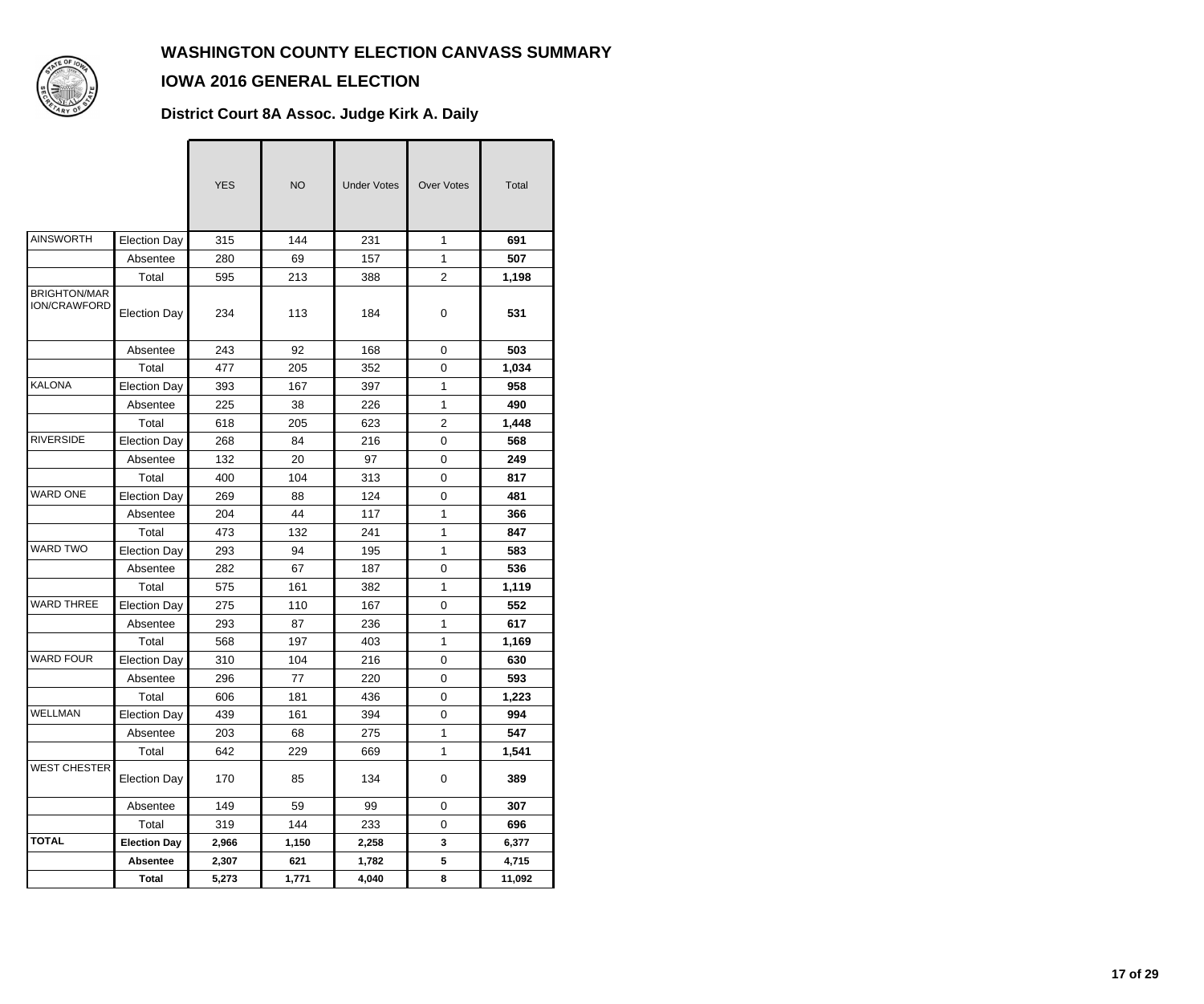# WASHINGTON COUNTY ELECTION CANVASS SUMMARY

## IOWA 2016 GENERAL ELECTION

### District Court 8A Assoc. Judge Kirk A. Daily

| | | YES | NO | Under Votes | Over Votes | Total |
|---|---|---|---|---|---|---|
| AINSWORTH | Election Day | 315 | 144 | 231 | 1 | **691** |
| | Absentee | 280 | 69 | 157 | 1 | **507** |
| | Total | 595 | 213 | 388 | 2 | **1,198** |
| BRIGHTON/MARION/CRAWFORD | Election Day | 234 | 113 | 184 | 0 | **531** |
| | Absentee | 243 | 92 | 168 | 0 | **503** |
| | Total | 477 | 205 | 352 | 0 | **1,034** |
| KALONA | Election Day | 393 | 167 | 397 | 1 | **958** |
| | Absentee | 225 | 38 | 226 | 1 | **490** |
| | Total | 618 | 205 | 623 | 2 | **1,448** |
| RIVERSIDE | Election Day | 268 | 84 | 216 | 0 | **568** |
| | Absentee | 132 | 20 | 97 | 0 | **249** |
| | Total | 400 | 104 | 313 | 0 | **817** |
| WARD ONE | Election Day | 269 | 88 | 124 | 0 | **481** |
| | Absentee | 204 | 44 | 117 | 1 | **366** |
| | Total | 473 | 132 | 241 | 1 | **847** |
| WARD TWO | Election Day | 293 | 94 | 195 | 1 | **583** |
| | Absentee | 282 | 67 | 187 | 0 | **536** |
| | Total | 575 | 161 | 382 | 1 | **1,119** |
| WARD THREE | Election Day | 275 | 110 | 167 | 0 | **552** |
| | Absentee | 293 | 87 | 236 | 1 | **617** |
| | Total | 568 | 197 | 403 | 1 | **1,169** |
| WARD FOUR | Election Day | 310 | 104 | 216 | 0 | **630** |
| | Absentee | 296 | 77 | 220 | 0 | **593** |
| | Total | 606 | 181 | 436 | 0 | **1,223** |
| WELLMAN | Election Day | 439 | 161 | 394 | 0 | **994** |
| | Absentee | 203 | 68 | 275 | 1 | **547** |
| | Total | 642 | 229 | 669 | 1 | **1,541** |
| WEST CHESTER | Election Day | 170 | 85 | 134 | 0 | **389** |
| | Absentee | 149 | 59 | 99 | 0 | **307** |
| | Total | 319 | 144 | 233 | 0 | **696** |
| **TOTAL** | **Election Day** | **2,966** | **1,150** | **2,258** | **3** | **6,377** |
| | **Absentee** | **2,307** | **621** | **1,782** | **5** | **4,715** |
| | **Total** | **5,273** | **1,771** | **4,040** | **8** | **11,092** |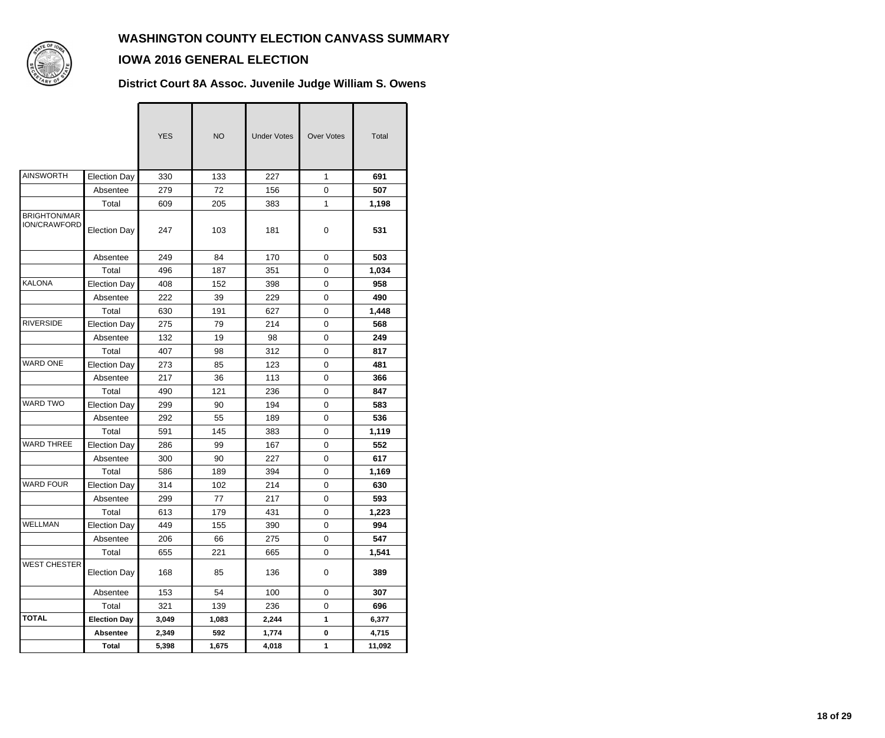# WASHINGTON COUNTY ELECTION CANVASS SUMMARY

## IOWA 2016 GENERAL ELECTION

### District Court 8A Assoc. Juvenile Judge William S. Owens

| | | YES | NO | Under Votes | Over Votes | Total |
|---|---|---|---|---|---|---|
| AINSWORTH | Election Day | 330 | 133 | 227 | 1 | **691** |
| | Absentee | 279 | 72 | 156 | 0 | **507** |
| | Total | 609 | 205 | 383 | 1 | **1,198** |
| BRIGHTON/MARION/CRAWFORD | Election Day | 247 | 103 | 181 | 0 | **531** |
| | Absentee | 249 | 84 | 170 | 0 | **503** |
| | Total | 496 | 187 | 351 | 0 | **1,034** |
| KALONA | Election Day | 408 | 152 | 398 | 0 | **958** |
| | Absentee | 222 | 39 | 229 | 0 | **490** |
| | Total | 630 | 191 | 627 | 0 | **1,448** |
| RIVERSIDE | Election Day | 275 | 79 | 214 | 0 | **568** |
| | Absentee | 132 | 19 | 98 | 0 | **249** |
| | Total | 407 | 98 | 312 | 0 | **817** |
| WARD ONE | Election Day | 273 | 85 | 123 | 0 | **481** |
| | Absentee | 217 | 36 | 113 | 0 | **366** |
| | Total | 490 | 121 | 236 | 0 | **847** |
| WARD TWO | Election Day | 299 | 90 | 194 | 0 | **583** |
| | Absentee | 292 | 55 | 189 | 0 | **536** |
| | Total | 591 | 145 | 383 | 0 | **1,119** |
| WARD THREE | Election Day | 286 | 99 | 167 | 0 | **552** |
| | Absentee | 300 | 90 | 227 | 0 | **617** |
| | Total | 586 | 189 | 394 | 0 | **1,169** |
| WARD FOUR | Election Day | 314 | 102 | 214 | 0 | **630** |
| | Absentee | 299 | 77 | 217 | 0 | **593** |
| | Total | 613 | 179 | 431 | 0 | **1,223** |
| WELLMAN | Election Day | 449 | 155 | 390 | 0 | **994** |
| | Absentee | 206 | 66 | 275 | 0 | **547** |
| | Total | 655 | 221 | 665 | 0 | **1,541** |
| WEST CHESTER | Election Day | 168 | 85 | 136 | 0 | **389** |
| | Absentee | 153 | 54 | 100 | 0 | **307** |
| | Total | 321 | 139 | 236 | 0 | **696** |
| **TOTAL** | **Election Day** | **3,049** | **1,083** | **2,244** | **1** | **6,377** |
| | **Absentee** | **2,349** | **592** | **1,774** | **0** | **4,715** |
| | **Total** | **5,398** | **1,675** | **4,018** | **1** | **11,092** |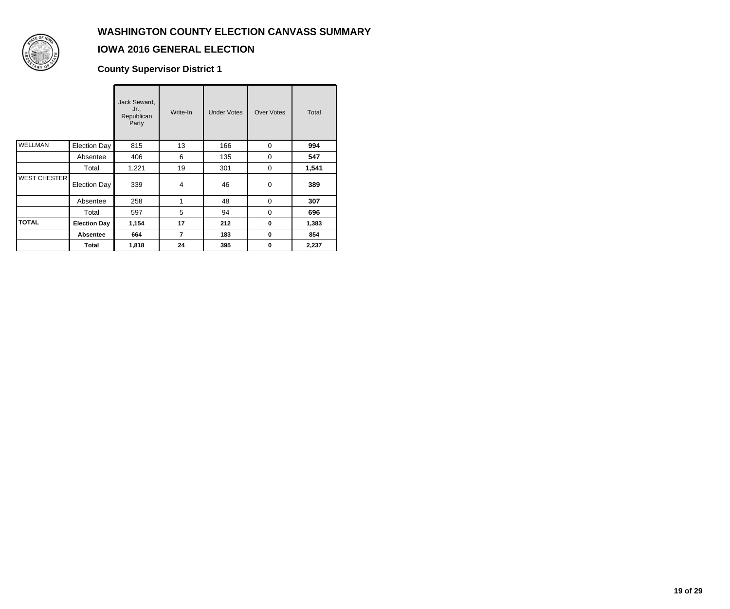# WASHINGTON COUNTY ELECTION CANVASS SUMMARY

## IOWA 2016 GENERAL ELECTION

### County Supervisor District 1

| | | Jack Seward, Jr., Republican Party | Write-In | Under Votes | Over Votes | Total |
|---|---|---|---|---|---|---|
| WELLMAN | Election Day | 815 | 13 | 166 | 0 | **994** |
| | Absentee | 406 | 6 | 135 | 0 | **547** |
| | Total | 1,221 | 19 | 301 | 0 | **1,541** |
| WEST CHESTER | Election Day | 339 | 4 | 46 | 0 | **389** |
| | Absentee | 258 | 1 | 48 | 0 | **307** |
| | Total | 597 | 5 | 94 | 0 | **696** |
| **TOTAL** | **Election Day** | **1,154** | **17** | **212** | **0** | **1,383** |
| | **Absentee** | **664** | **7** | **183** | **0** | **854** |
| | **Total** | **1,818** | **24** | **395** | **0** | **2,237** |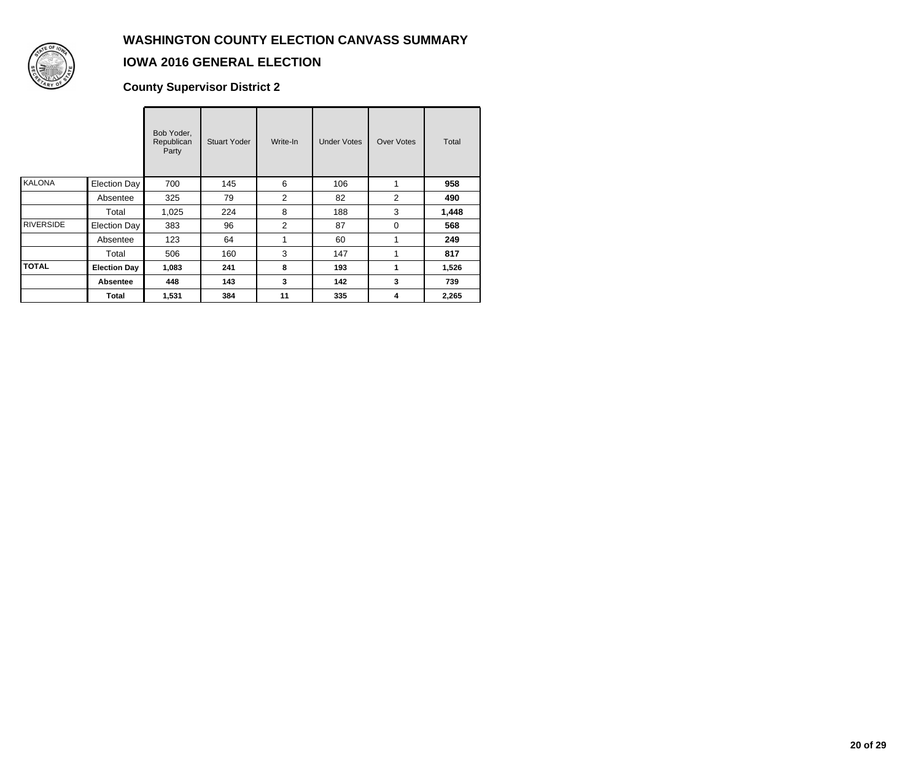# WASHINGTON COUNTY ELECTION CANVASS SUMMARY

## IOWA 2016 GENERAL ELECTION

### County Supervisor District 2

| | | Bob Yoder, Republican Party | Stuart Yoder | Write-In | Under Votes | Over Votes | Total |
|---|---|---|---|---|---|---|---|
| KALONA | Election Day | 700 | 145 | 6 | 106 | 1 | **958** |
| | Absentee | 325 | 79 | 2 | 82 | 2 | **490** |
| | Total | 1,025 | 224 | 8 | 188 | 3 | **1,448** |
| RIVERSIDE | Election Day | 383 | 96 | 2 | 87 | 0 | **568** |
| | Absentee | 123 | 64 | 1 | 60 | 1 | **249** |
| | Total | 506 | 160 | 3 | 147 | 1 | **817** |
| **TOTAL** | **Election Day** | **1,083** | **241** | **8** | **193** | **1** | **1,526** |
| | **Absentee** | **448** | **143** | **3** | **142** | **3** | **739** |
| | **Total** | **1,531** | **384** | **11** | **335** | **4** | **2,265** |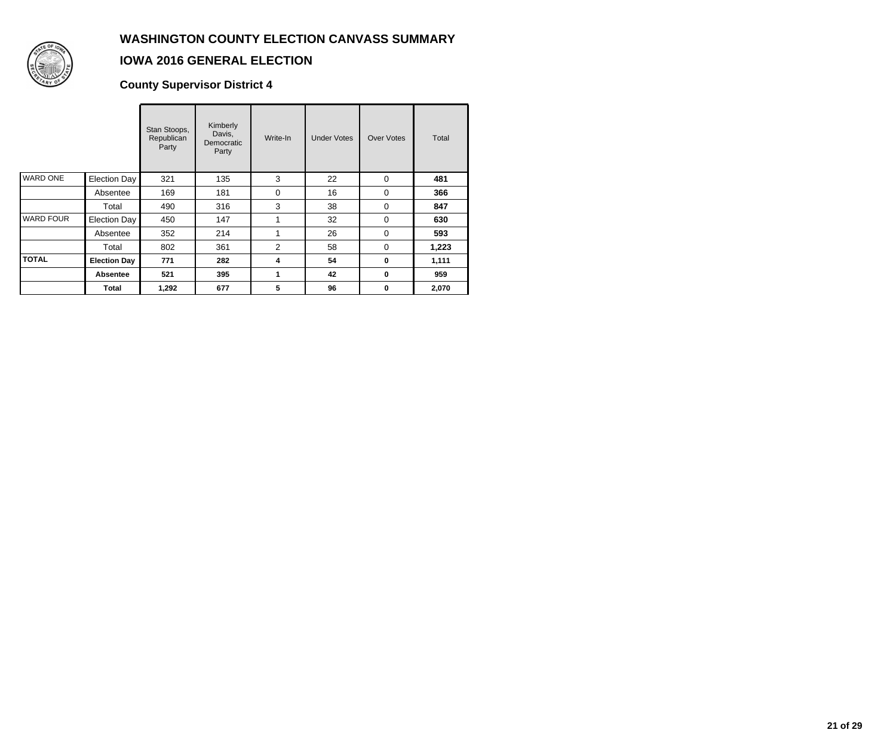# WASHINGTON COUNTY ELECTION CANVASS SUMMARY

## IOWA 2016 GENERAL ELECTION

### County Supervisor District 4

| | | Stan Stoops, Republican Party | Kimberly Davis, Democratic Party | Write-In | Under Votes | Over Votes | Total |
|---|---|---|---|---|---|---|---|
| WARD ONE | Election Day | 321 | 135 | 3 | 22 | 0 | **481** |
| | Absentee | 169 | 181 | 0 | 16 | 0 | **366** |
| | Total | 490 | 316 | 3 | 38 | 0 | **847** |
| WARD FOUR | Election Day | 450 | 147 | 1 | 32 | 0 | **630** |
| | Absentee | 352 | 214 | 1 | 26 | 0 | **593** |
| | Total | 802 | 361 | 2 | 58 | 0 | **1,223** |
| **TOTAL** | **Election Day** | **771** | **282** | **4** | **54** | **0** | **1,111** |
| | **Absentee** | **521** | **395** | **1** | **42** | **0** | **959** |
| | **Total** | **1,292** | **677** | **5** | **96** | **0** | **2,070** |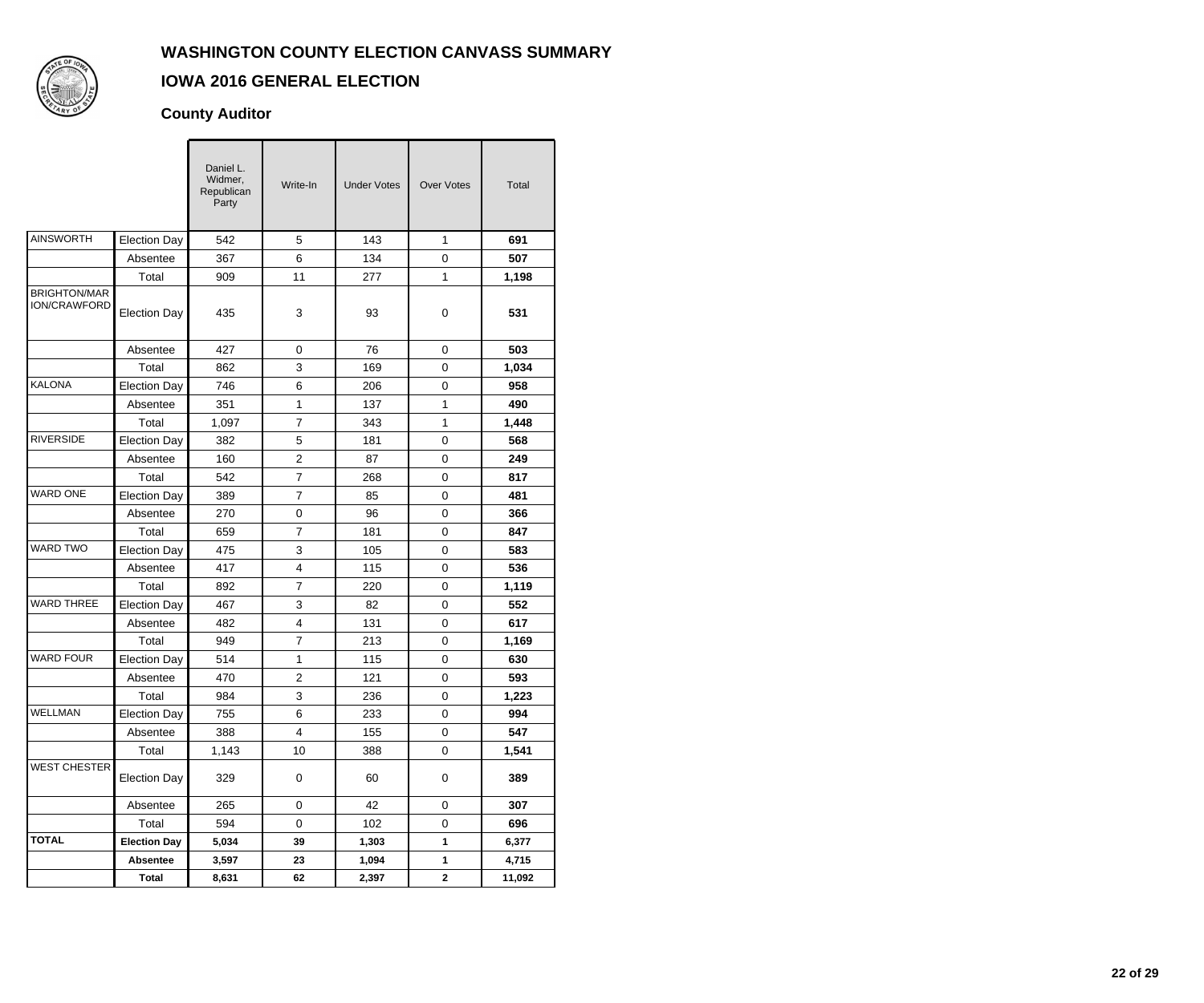# WASHINGTON COUNTY ELECTION CANVASS SUMMARY

## IOWA 2016 GENERAL ELECTION

### County Auditor

| | | Daniel L. Widmer, Republican Party | Write-In | Under Votes | Over Votes | Total |
|---|---|---|---|---|---|---|
| AINSWORTH | Election Day | 542 | 5 | 143 | 1 | **691** |
| | Absentee | 367 | 6 | 134 | 0 | **507** |
| | Total | 909 | 11 | 277 | 1 | **1,198** |
| BRIGHTON/MARION/CRAWFORD | Election Day | 435 | 3 | 93 | 0 | **531** |
| | Absentee | 427 | 0 | 76 | 0 | **503** |
| | Total | 862 | 3 | 169 | 0 | **1,034** |
| KALONA | Election Day | 746 | 6 | 206 | 0 | **958** |
| | Absentee | 351 | 1 | 137 | 1 | **490** |
| | Total | 1,097 | 7 | 343 | 1 | **1,448** |
| RIVERSIDE | Election Day | 382 | 5 | 181 | 0 | **568** |
| | Absentee | 160 | 2 | 87 | 0 | **249** |
| | Total | 542 | 7 | 268 | 0 | **817** |
| WARD ONE | Election Day | 389 | 7 | 85 | 0 | **481** |
| | Absentee | 270 | 0 | 96 | 0 | **366** |
| | Total | 659 | 7 | 181 | 0 | **847** |
| WARD TWO | Election Day | 475 | 3 | 105 | 0 | **583** |
| | Absentee | 417 | 4 | 115 | 0 | **536** |
| | Total | 892 | 7 | 220 | 0 | **1,119** |
| WARD THREE | Election Day | 467 | 3 | 82 | 0 | **552** |
| | Absentee | 482 | 4 | 131 | 0 | **617** |
| | Total | 949 | 7 | 213 | 0 | **1,169** |
| WARD FOUR | Election Day | 514 | 1 | 115 | 0 | **630** |
| | Absentee | 470 | 2 | 121 | 0 | **593** |
| | Total | 984 | 3 | 236 | 0 | **1,223** |
| WELLMAN | Election Day | 755 | 6 | 233 | 0 | **994** |
| | Absentee | 388 | 4 | 155 | 0 | **547** |
| | Total | 1,143 | 10 | 388 | 0 | **1,541** |
| WEST CHESTER | Election Day | 329 | 0 | 60 | 0 | **389** |
| | Absentee | 265 | 0 | 42 | 0 | **307** |
| | Total | 594 | 0 | 102 | 0 | **696** |
| **TOTAL** | **Election Day** | **5,034** | **39** | **1,303** | **1** | **6,377** |
| | **Absentee** | **3,597** | **23** | **1,094** | **1** | **4,715** |
| | **Total** | **8,631** | **62** | **2,397** | **2** | **11,092** |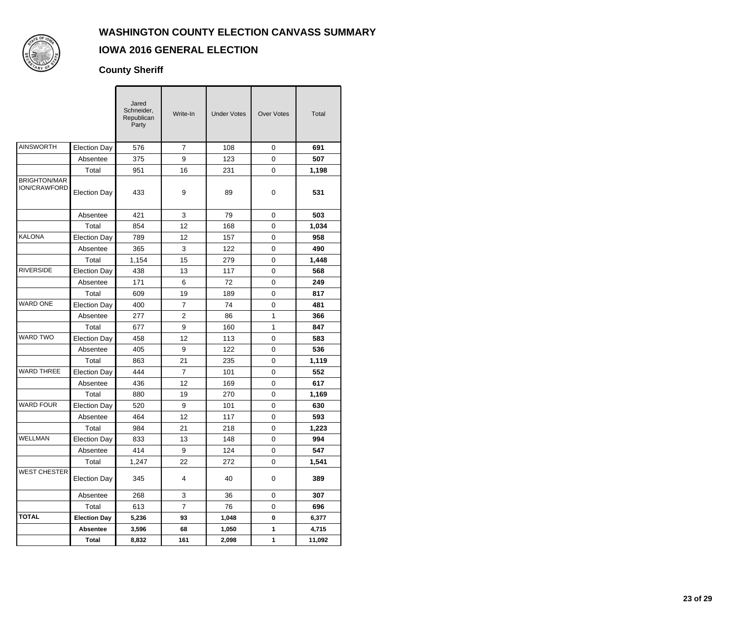# WASHINGTON COUNTY ELECTION CANVASS SUMMARY

## IOWA 2016 GENERAL ELECTION

### County Sheriff

| | | Jared Schneider, Republican Party | Write-In | Under Votes | Over Votes | Total |
|---|---|---|---|---|---|---|
| AINSWORTH | Election Day | 576 | 7 | 108 | 0 | **691** |
| | Absentee | 375 | 9 | 123 | 0 | **507** |
| | Total | 951 | 16 | 231 | 0 | **1,198** |
| BRIGHTON/MARION/CRAWFORD | Election Day | 433 | 9 | 89 | 0 | **531** |
| | Absentee | 421 | 3 | 79 | 0 | **503** |
| | Total | 854 | 12 | 168 | 0 | **1,034** |
| KALONA | Election Day | 789 | 12 | 157 | 0 | **958** |
| | Absentee | 365 | 3 | 122 | 0 | **490** |
| | Total | 1,154 | 15 | 279 | 0 | **1,448** |
| RIVERSIDE | Election Day | 438 | 13 | 117 | 0 | **568** |
| | Absentee | 171 | 6 | 72 | 0 | **249** |
| | Total | 609 | 19 | 189 | 0 | **817** |
| WARD ONE | Election Day | 400 | 7 | 74 | 0 | **481** |
| | Absentee | 277 | 2 | 86 | 1 | **366** |
| | Total | 677 | 9 | 160 | 1 | **847** |
| WARD TWO | Election Day | 458 | 12 | 113 | 0 | **583** |
| | Absentee | 405 | 9 | 122 | 0 | **536** |
| | Total | 863 | 21 | 235 | 0 | **1,119** |
| WARD THREE | Election Day | 444 | 7 | 101 | 0 | **552** |
| | Absentee | 436 | 12 | 169 | 0 | **617** |
| | Total | 880 | 19 | 270 | 0 | **1,169** |
| WARD FOUR | Election Day | 520 | 9 | 101 | 0 | **630** |
| | Absentee | 464 | 12 | 117 | 0 | **593** |
| | Total | 984 | 21 | 218 | 0 | **1,223** |
| WELLMAN | Election Day | 833 | 13 | 148 | 0 | **994** |
| | Absentee | 414 | 9 | 124 | 0 | **547** |
| | Total | 1,247 | 22 | 272 | 0 | **1,541** |
| WEST CHESTER | Election Day | 345 | 4 | 40 | 0 | **389** |
| | Absentee | 268 | 3 | 36 | 0 | **307** |
| | Total | 613 | 7 | 76 | 0 | **696** |
| **TOTAL** | **Election Day** | **5,236** | **93** | **1,048** | **0** | **6,377** |
| | **Absentee** | **3,596** | **68** | **1,050** | **1** | **4,715** |
| | **Total** | **8,832** | **161** | **2,098** | **1** | **11,092** |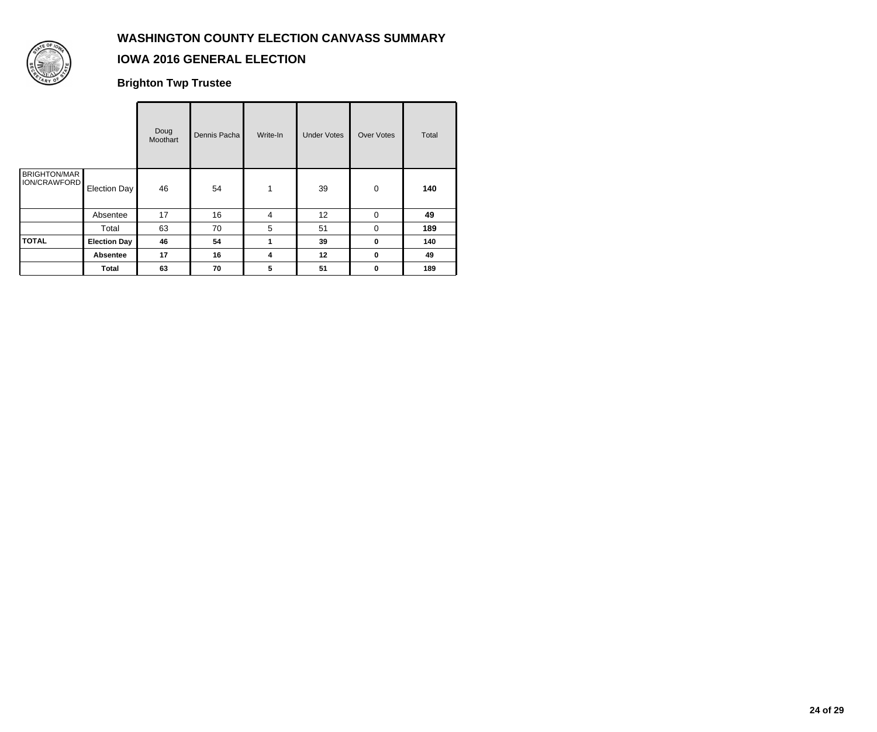# WASHINGTON COUNTY ELECTION CANVASS SUMMARY

## IOWA 2016 GENERAL ELECTION

### Brighton Twp Trustee

| | | Doug Moothart | Dennis Pacha | Write-In | Under Votes | Over Votes | Total |
|---|---|---|---|---|---|---|---|
| BRIGHTON/MARION/CRAWFORD | Election Day | 46 | 54 | 1 | 39 | 0 | **140** |
| | Absentee | 17 | 16 | 4 | 12 | 0 | **49** |
| | Total | 63 | 70 | 5 | 51 | 0 | **189** |
| **TOTAL** | **Election Day** | **46** | **54** | **1** | **39** | **0** | **140** |
| | **Absentee** | **17** | **16** | **4** | **12** | **0** | **49** |
| | **Total** | **63** | **70** | **5** | **51** | **0** | **189** |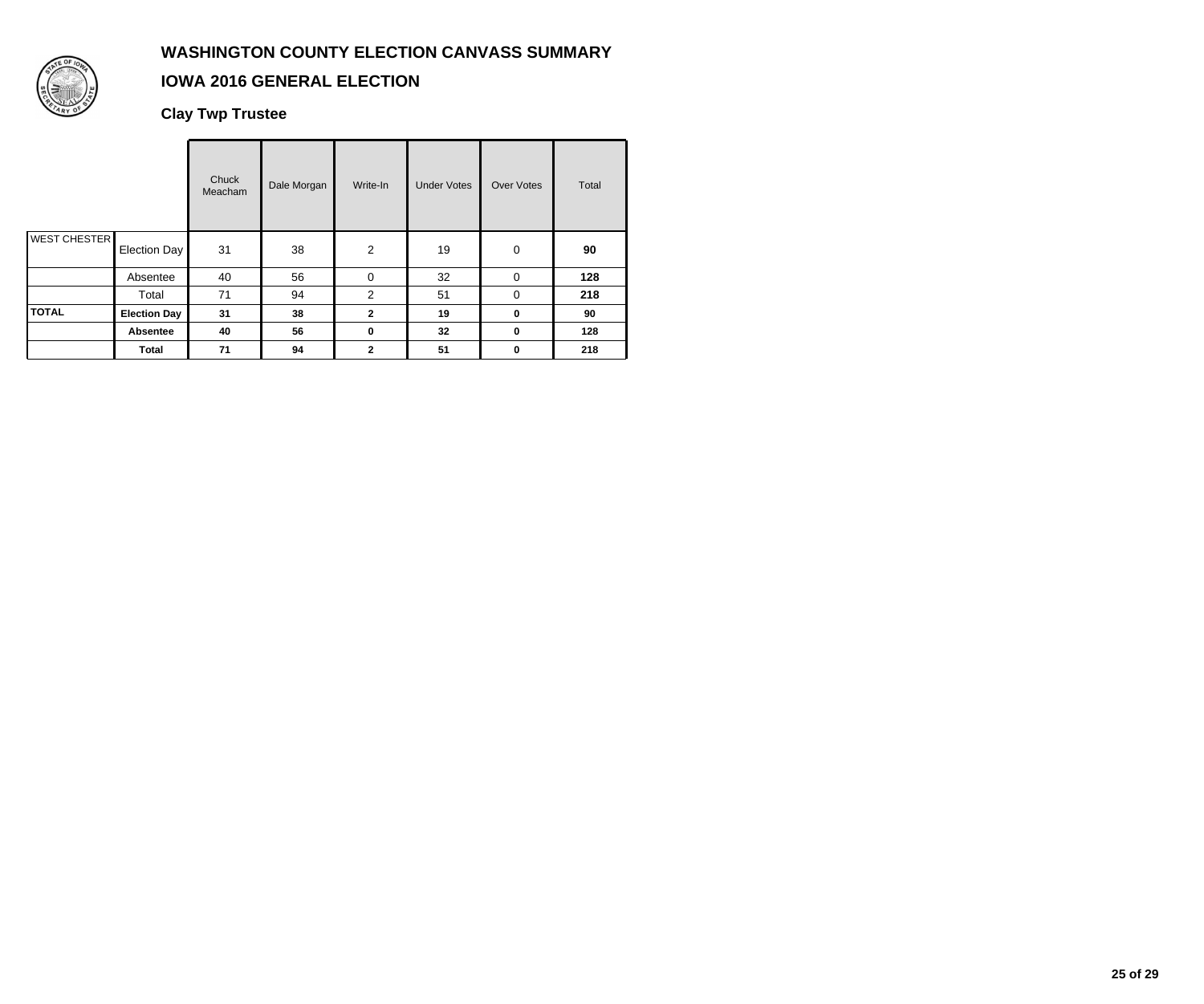# WASHINGTON COUNTY ELECTION CANVASS SUMMARY

## IOWA 2016 GENERAL ELECTION

### Clay Twp Trustee

| | | Chuck Meacham | Dale Morgan | Write-In | Under Votes | Over Votes | Total |
|---|---|---|---|---|---|---|---|
| WEST CHESTER | Election Day | 31 | 38 | 2 | 19 | 0 | **90** |
| | Absentee | 40 | 56 | 0 | 32 | 0 | **128** |
| | Total | 71 | 94 | 2 | 51 | 0 | **218** |
| **TOTAL** | **Election Day** | **31** | **38** | **2** | **19** | **0** | **90** |
| | **Absentee** | **40** | **56** | **0** | **32** | **0** | **128** |
| | **Total** | **71** | **94** | **2** | **51** | **0** | **218** |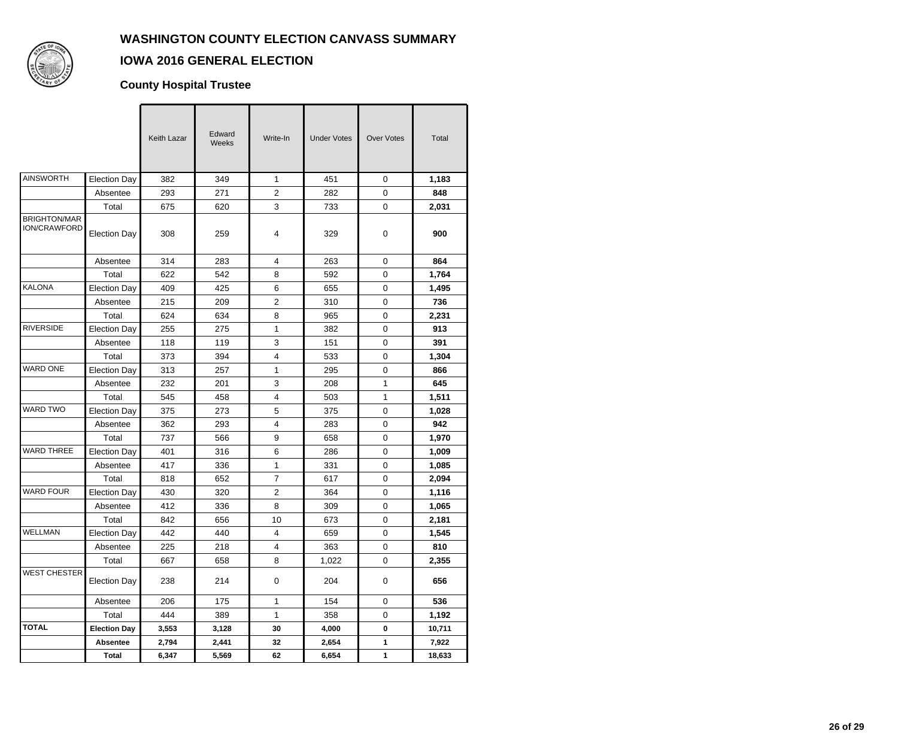# WASHINGTON COUNTY ELECTION CANVASS SUMMARY

## IOWA 2016 GENERAL ELECTION

### County Hospital Trustee

| | | Keith Lazar | Edward Weeks | Write-In | Under Votes | Over Votes | Total |
|---|---|---|---|---|---|---|---|
| AINSWORTH | Election Day | 382 | 349 | 1 | 451 | 0 | **1,183** |
| | Absentee | 293 | 271 | 2 | 282 | 0 | **848** |
| | Total | 675 | 620 | 3 | 733 | 0 | **2,031** |
| BRIGHTON/MARION/CRAWFORD | Election Day | 308 | 259 | 4 | 329 | 0 | **900** |
| | Absentee | 314 | 283 | 4 | 263 | 0 | **864** |
| | Total | 622 | 542 | 8 | 592 | 0 | **1,764** |
| KALONA | Election Day | 409 | 425 | 6 | 655 | 0 | **1,495** |
| | Absentee | 215 | 209 | 2 | 310 | 0 | **736** |
| | Total | 624 | 634 | 8 | 965 | 0 | **2,231** |
| RIVERSIDE | Election Day | 255 | 275 | 1 | 382 | 0 | **913** |
| | Absentee | 118 | 119 | 3 | 151 | 0 | **391** |
| | Total | 373 | 394 | 4 | 533 | 0 | **1,304** |
| WARD ONE | Election Day | 313 | 257 | 1 | 295 | 0 | **866** |
| | Absentee | 232 | 201 | 3 | 208 | 1 | **645** |
| | Total | 545 | 458 | 4 | 503 | 1 | **1,511** |
| WARD TWO | Election Day | 375 | 273 | 5 | 375 | 0 | **1,028** |
| | Absentee | 362 | 293 | 4 | 283 | 0 | **942** |
| | Total | 737 | 566 | 9 | 658 | 0 | **1,970** |
| WARD THREE | Election Day | 401 | 316 | 6 | 286 | 0 | **1,009** |
| | Absentee | 417 | 336 | 1 | 331 | 0 | **1,085** |
| | Total | 818 | 652 | 7 | 617 | 0 | **2,094** |
| WARD FOUR | Election Day | 430 | 320 | 2 | 364 | 0 | **1,116** |
| | Absentee | 412 | 336 | 8 | 309 | 0 | **1,065** |
| | Total | 842 | 656 | 10 | 673 | 0 | **2,181** |
| WELLMAN | Election Day | 442 | 440 | 4 | 659 | 0 | **1,545** |
| | Absentee | 225 | 218 | 4 | 363 | 0 | **810** |
| | Total | 667 | 658 | 8 | 1,022 | 0 | **2,355** |
| WEST CHESTER | Election Day | 238 | 214 | 0 | 204 | 0 | **656** |
| | Absentee | 206 | 175 | 1 | 154 | 0 | **536** |
| | Total | 444 | 389 | 1 | 358 | 0 | **1,192** |
| **TOTAL** | **Election Day** | **3,553** | **3,128** | **30** | **4,000** | **0** | **10,711** |
| | **Absentee** | **2,794** | **2,441** | **32** | **2,654** | **1** | **7,922** |
| | **Total** | **6,347** | **5,569** | **62** | **6,654** | **1** | **18,633** |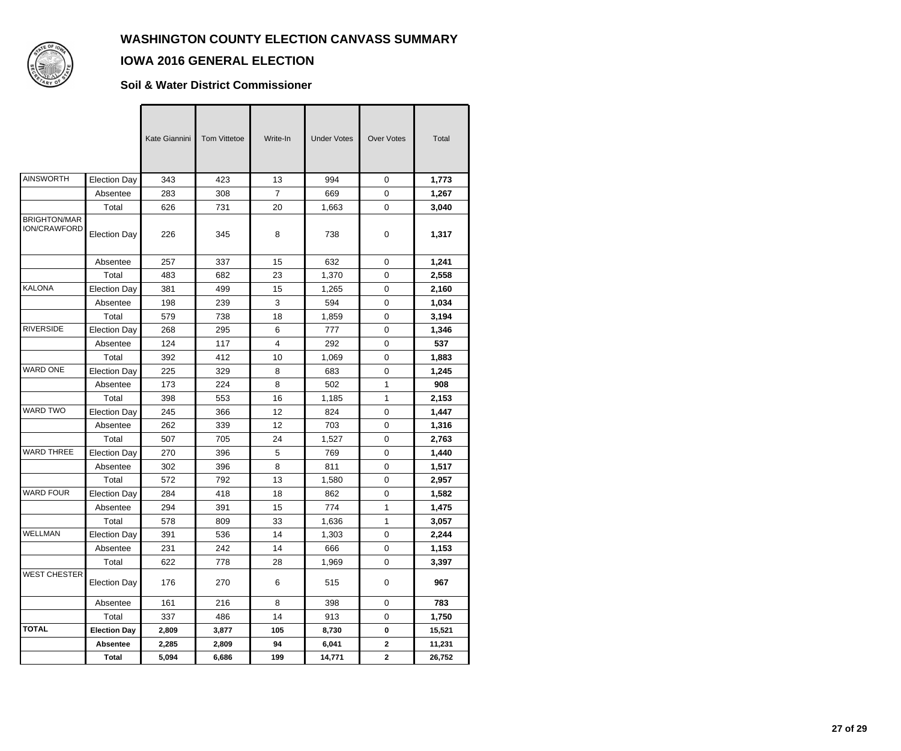# WASHINGTON COUNTY ELECTION CANVASS SUMMARY

## IOWA 2016 GENERAL ELECTION

### Soil & Water District Commissioner

| | | Kate Giannini | Tom Vittetoe | Write-In | Under Votes | Over Votes | Total |
|---|---|---|---|---|---|---|---|
| AINSWORTH | Election Day | 343 | 423 | 13 | 994 | 0 | **1,773** |
| | Absentee | 283 | 308 | 7 | 669 | 0 | **1,267** |
| | Total | 626 | 731 | 20 | 1,663 | 0 | **3,040** |
| BRIGHTON/MARION/CRAWFORD | Election Day | 226 | 345 | 8 | 738 | 0 | **1,317** |
| | Absentee | 257 | 337 | 15 | 632 | 0 | **1,241** |
| | Total | 483 | 682 | 23 | 1,370 | 0 | **2,558** |
| KALONA | Election Day | 381 | 499 | 15 | 1,265 | 0 | **2,160** |
| | Absentee | 198 | 239 | 3 | 594 | 0 | **1,034** |
| | Total | 579 | 738 | 18 | 1,859 | 0 | **3,194** |
| RIVERSIDE | Election Day | 268 | 295 | 6 | 777 | 0 | **1,346** |
| | Absentee | 124 | 117 | 4 | 292 | 0 | **537** |
| | Total | 392 | 412 | 10 | 1,069 | 0 | **1,883** |
| WARD ONE | Election Day | 225 | 329 | 8 | 683 | 0 | **1,245** |
| | Absentee | 173 | 224 | 8 | 502 | 1 | **908** |
| | Total | 398 | 553 | 16 | 1,185 | 1 | **2,153** |
| WARD TWO | Election Day | 245 | 366 | 12 | 824 | 0 | **1,447** |
| | Absentee | 262 | 339 | 12 | 703 | 0 | **1,316** |
| | Total | 507 | 705 | 24 | 1,527 | 0 | **2,763** |
| WARD THREE | Election Day | 270 | 396 | 5 | 769 | 0 | **1,440** |
| | Absentee | 302 | 396 | 8 | 811 | 0 | **1,517** |
| | Total | 572 | 792 | 13 | 1,580 | 0 | **2,957** |
| WARD FOUR | Election Day | 284 | 418 | 18 | 862 | 0 | **1,582** |
| | Absentee | 294 | 391 | 15 | 774 | 1 | **1,475** |
| | Total | 578 | 809 | 33 | 1,636 | 1 | **3,057** |
| WELLMAN | Election Day | 391 | 536 | 14 | 1,303 | 0 | **2,244** |
| | Absentee | 231 | 242 | 14 | 666 | 0 | **1,153** |
| | Total | 622 | 778 | 28 | 1,969 | 0 | **3,397** |
| WEST CHESTER | Election Day | 176 | 270 | 6 | 515 | 0 | **967** |
| | Absentee | 161 | 216 | 8 | 398 | 0 | **783** |
| | Total | 337 | 486 | 14 | 913 | 0 | **1,750** |
| **TOTAL** | **Election Day** | **2,809** | **3,877** | **105** | **8,730** | **0** | **15,521** |
| | **Absentee** | **2,285** | **2,809** | **94** | **6,041** | **2** | **11,231** |
| | **Total** | **5,094** | **6,686** | **199** | **14,771** | **2** | **26,752** |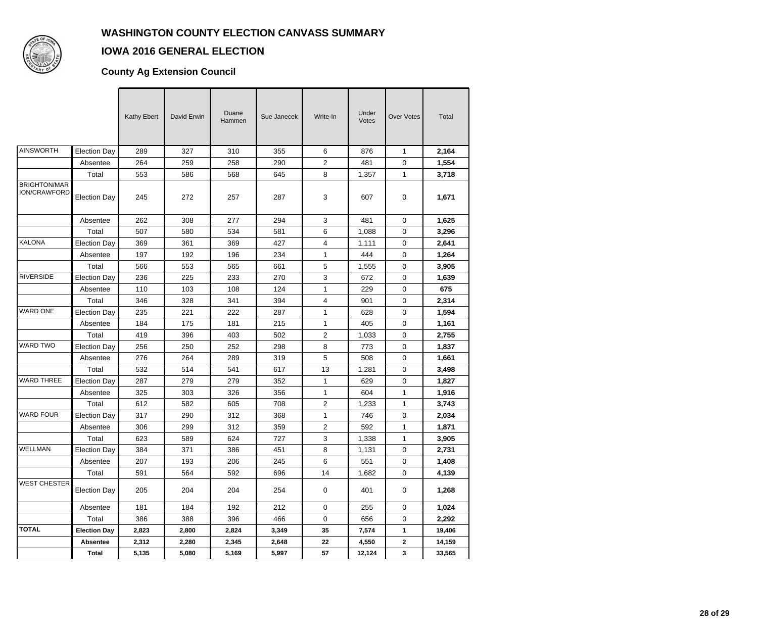# WASHINGTON COUNTY ELECTION CANVASS SUMMARY

## IOWA 2016 GENERAL ELECTION

### County Ag Extension Council

| | | Kathy Ebert | David Erwin | Duane Hammen | Sue Janecek | Write-In | Under Votes | Over Votes | Total |
|---|---|---|---|---|---|---|---|---|---|
| AINSWORTH | Election Day | 289 | 327 | 310 | 355 | 6 | 876 | 1 | **2,164** |
| | Absentee | 264 | 259 | 258 | 290 | 2 | 481 | 0 | **1,554** |
| | Total | 553 | 586 | 568 | 645 | 8 | 1,357 | 1 | **3,718** |
| BRIGHTON/MARION/CRAWFORD | Election Day | 245 | 272 | 257 | 287 | 3 | 607 | 0 | **1,671** |
| | Absentee | 262 | 308 | 277 | 294 | 3 | 481 | 0 | **1,625** |
| | Total | 507 | 580 | 534 | 581 | 6 | 1,088 | 0 | **3,296** |
| KALONA | Election Day | 369 | 361 | 369 | 427 | 4 | 1,111 | 0 | **2,641** |
| | Absentee | 197 | 192 | 196 | 234 | 1 | 444 | 0 | **1,264** |
| | Total | 566 | 553 | 565 | 661 | 5 | 1,555 | 0 | **3,905** |
| RIVERSIDE | Election Day | 236 | 225 | 233 | 270 | 3 | 672 | 0 | **1,639** |
| | Absentee | 110 | 103 | 108 | 124 | 1 | 229 | 0 | **675** |
| | Total | 346 | 328 | 341 | 394 | 4 | 901 | 0 | **2,314** |
| WARD ONE | Election Day | 235 | 221 | 222 | 287 | 1 | 628 | 0 | **1,594** |
| | Absentee | 184 | 175 | 181 | 215 | 1 | 405 | 0 | **1,161** |
| | Total | 419 | 396 | 403 | 502 | 2 | 1,033 | 0 | **2,755** |
| WARD TWO | Election Day | 256 | 250 | 252 | 298 | 8 | 773 | 0 | **1,837** |
| | Absentee | 276 | 264 | 289 | 319 | 5 | 508 | 0 | **1,661** |
| | Total | 532 | 514 | 541 | 617 | 13 | 1,281 | 0 | **3,498** |
| WARD THREE | Election Day | 287 | 279 | 279 | 352 | 1 | 629 | 0 | **1,827** |
| | Absentee | 325 | 303 | 326 | 356 | 1 | 604 | 1 | **1,916** |
| | Total | 612 | 582 | 605 | 708 | 2 | 1,233 | 1 | **3,743** |
| WARD FOUR | Election Day | 317 | 290 | 312 | 368 | 1 | 746 | 0 | **2,034** |
| | Absentee | 306 | 299 | 312 | 359 | 2 | 592 | 1 | **1,871** |
| | Total | 623 | 589 | 624 | 727 | 3 | 1,338 | 1 | **3,905** |
| WELLMAN | Election Day | 384 | 371 | 386 | 451 | 8 | 1,131 | 0 | **2,731** |
| | Absentee | 207 | 193 | 206 | 245 | 6 | 551 | 0 | **1,408** |
| | Total | 591 | 564 | 592 | 696 | 14 | 1,682 | 0 | **4,139** |
| WEST CHESTER | Election Day | 205 | 204 | 204 | 254 | 0 | 401 | 0 | **1,268** |
| | Absentee | 181 | 184 | 192 | 212 | 0 | 255 | 0 | **1,024** |
| | Total | 386 | 388 | 396 | 466 | 0 | 656 | 0 | **2,292** |
| **TOTAL** | **Election Day** | **2,823** | **2,800** | **2,824** | **3,349** | **35** | **7,574** | **1** | **19,406** |
| | **Absentee** | **2,312** | **2,280** | **2,345** | **2,648** | **22** | **4,550** | **2** | **14,159** |
| | **Total** | **5,135** | **5,080** | **5,169** | **5,997** | **57** | **12,124** | **3** | **33,565** |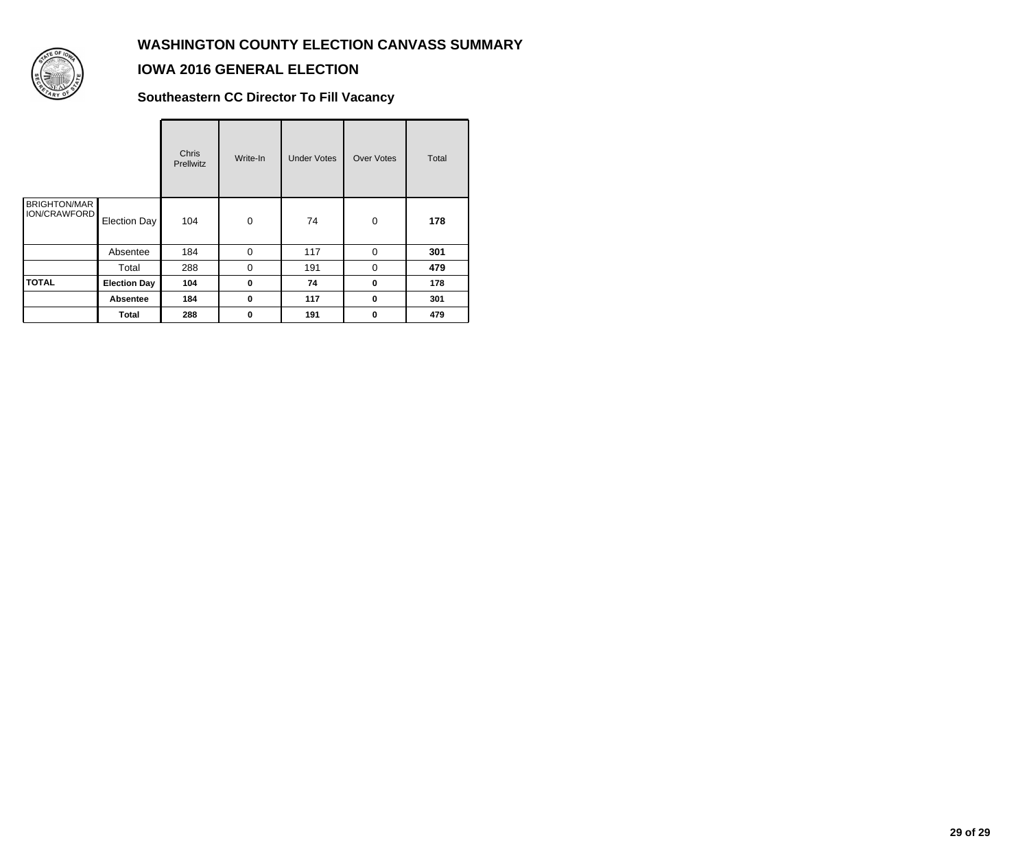# WASHINGTON COUNTY ELECTION CANVASS SUMMARY

## IOWA 2016 GENERAL ELECTION

### Southeastern CC Director To Fill Vacancy

| | | Chris Prellwitz | Write-In | Under Votes | Over Votes | Total |
|---|---|---|---|---|---|---|
| BRIGHTON/MARION/CRAWFORD | Election Day | 104 | 0 | 74 | 0 | **178** |
| | Absentee | 184 | 0 | 117 | 0 | **301** |
| | Total | 288 | 0 | 191 | 0 | **479** |
| **TOTAL** | **Election Day** | **104** | **0** | **74** | **0** | **178** |
| | **Absentee** | **184** | **0** | **117** | **0** | **301** |
| | **Total** | **288** | **0** | **191** | **0** | **479** |